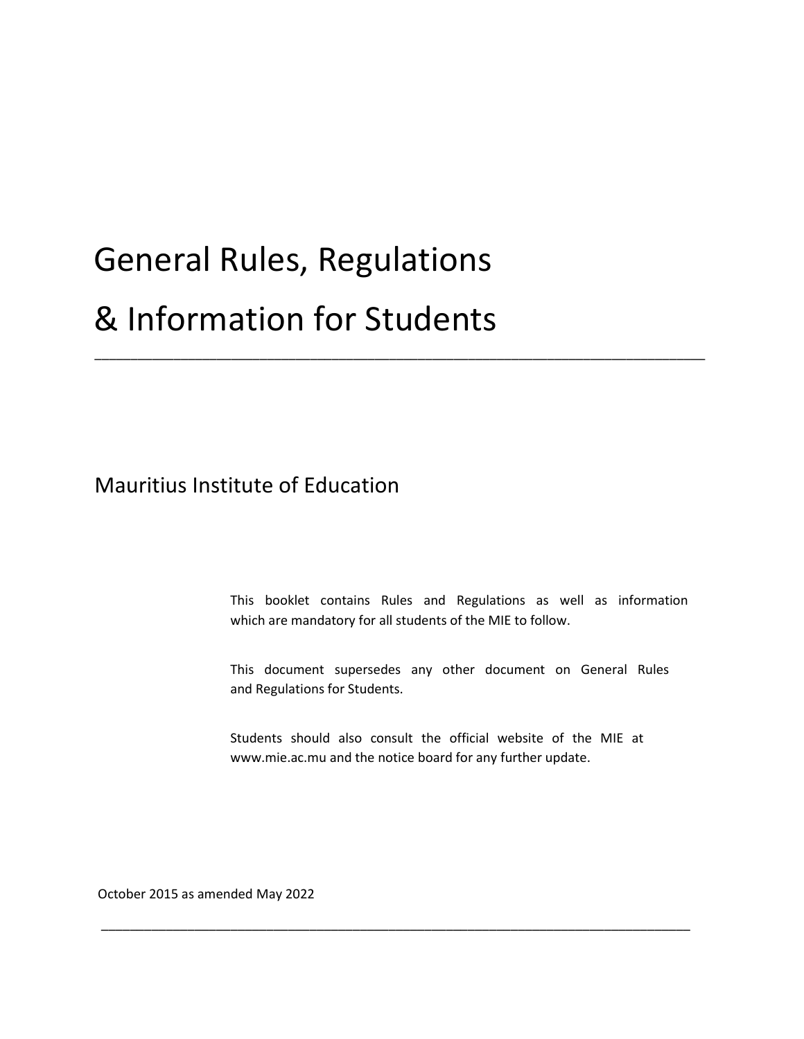# General Rules, Regulations & Information for Students

---

## Mauritius Institute of Education

This booklet contains Rules and Regulations as well as information which are mandatory for all students of the MIE to follow.

This document supersedes any other document on General Rules and Regulations for Students.

Students should also consult the official website of the MIE at www.mie.ac.mu and the notice board for any further update.

October 2015 as amended May 2022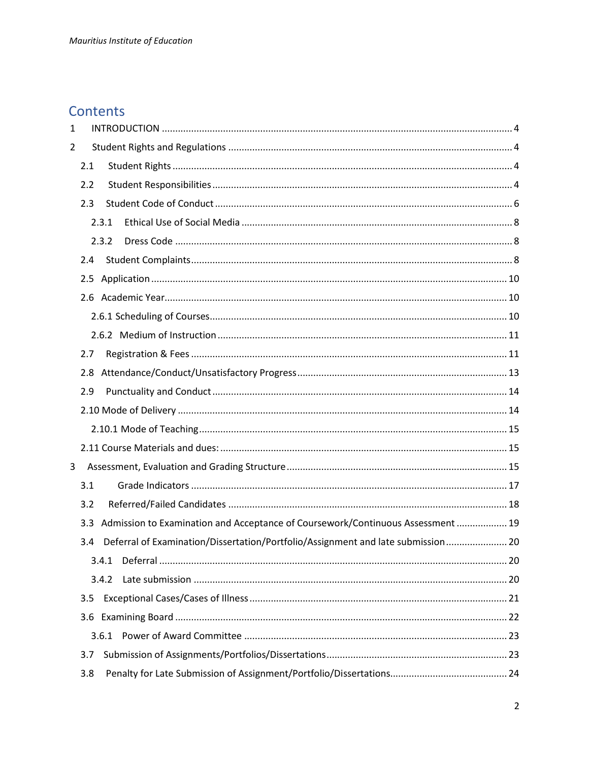# Contents

1 INTRODUCTION ..... 4

2 Student Rights and Regulations ..... 4

- 2.1 Student Rights ..... 4
- 2.2 Student Responsibilities ..... 4
- 2.3 Student Code of Conduct ..... 6
  - 2.3.1 Ethical Use of Social Media ..... 8
  - 2.3.2 Dress Code ..... 8
- 2.4 Student Complaints ..... 8
- 2.5 Application ..... 10
- 2.6 Academic Year ..... 10
  - 2.6.1 Scheduling of Courses ..... 10
  - 2.6.2 Medium of Instruction ..... 11
- 2.7 Registration & Fees ..... 11
- 2.8 Attendance/Conduct/Unsatisfactory Progress ..... 13
- 2.9 Punctuality and Conduct ..... 14
- 2.10 Mode of Delivery ..... 14
  - 2.10.1 Mode of Teaching ..... 15
- 2.11 Course Materials and dues: ..... 15

3 Assessment, Evaluation and Grading Structure ..... 15

- 3.1 Grade Indicators ..... 17
- 3.2 Referred/Failed Candidates ..... 18
- 3.3 Admission to Examination and Acceptance of Coursework/Continuous Assessment ..... 19
- 3.4 Deferral of Examination/Dissertation/Portfolio/Assignment and late submission ..... 20
  - 3.4.1 Deferral ..... 20
  - 3.4.2 Late submission ..... 20
- 3.5 Exceptional Cases/Cases of Illness ..... 21
- 3.6 Examining Board ..... 22
  - 3.6.1 Power of Award Committee ..... 23
- 3.7 Submission of Assignments/Portfolios/Dissertations ..... 23
- 3.8 Penalty for Late Submission of Assignment/Portfolio/Dissertations ..... 24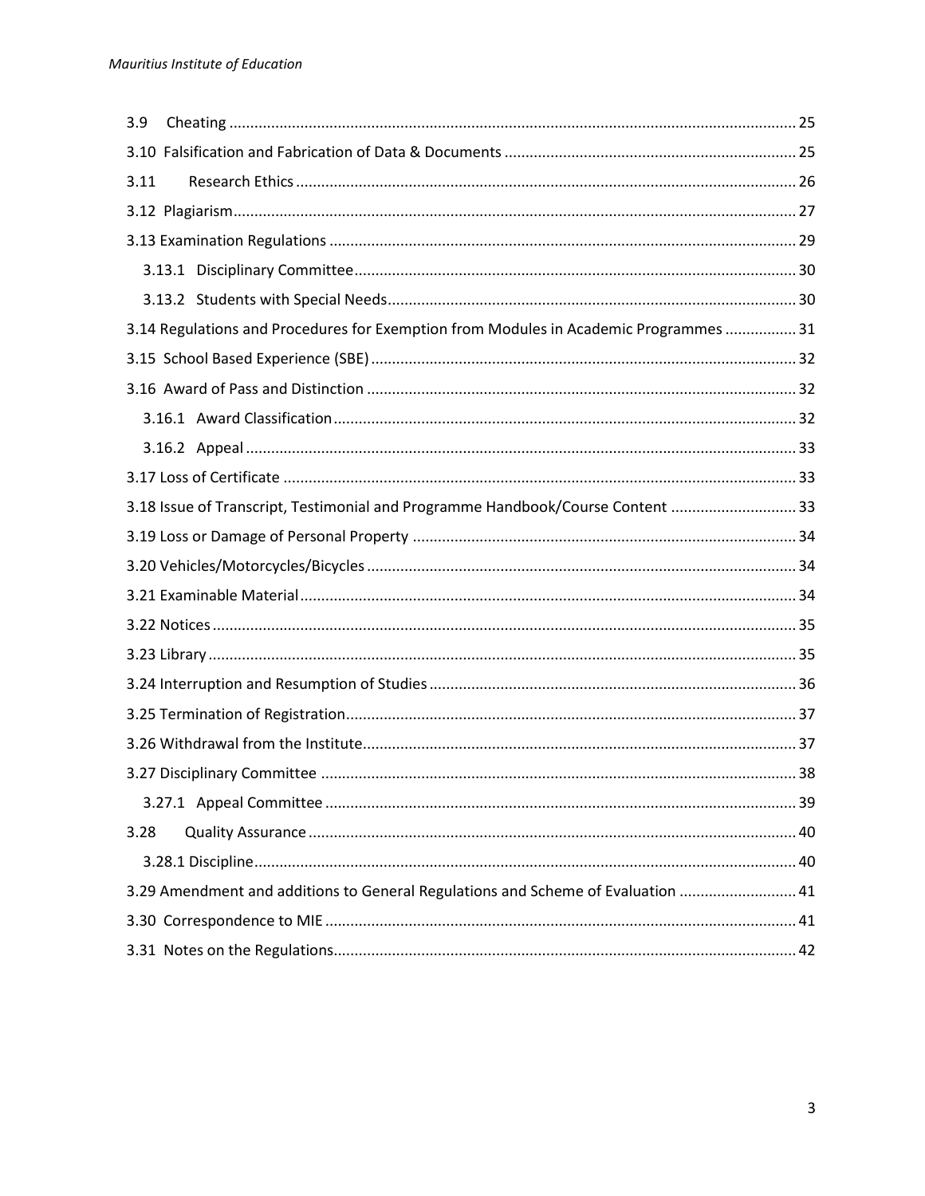3.9 Cheating ........................................................................................................................ 25

3.10 Falsification and Fabrication of Data & Documents ...................................................................... 25

3.11 Research Ethics ........................................................................................................................ 26

3.12 Plagiarism ................................................................................................................................. 27

3.13 Examination Regulations ............................................................................................................ 29

  3.13.1 Disciplinary Committee ........................................................................................................ 30

  3.13.2 Students with Special Needs ................................................................................................. 30

3.14 Regulations and Procedures for Exemption from Modules in Academic Programmes ................. 31

3.15 School Based Experience (SBE) .................................................................................................. 32

3.16 Award of Pass and Distinction .................................................................................................... 32

  3.16.1 Award Classification ............................................................................................................. 32

  3.16.2 Appeal .................................................................................................................................. 33

3.17 Loss of Certificate ....................................................................................................................... 33

3.18 Issue of Transcript, Testimonial and Programme Handbook/Course Content .............................. 33

3.19 Loss or Damage of Personal Property ......................................................................................... 34

3.20 Vehicles/Motorcycles/Bicycles .................................................................................................... 34

3.21 Examinable Material ................................................................................................................... 34

3.22 Notices ........................................................................................................................................ 35

3.23 Library ......................................................................................................................................... 35

3.24 Interruption and Resumption of Studies ..................................................................................... 36

3.25 Termination of Registration ......................................................................................................... 37

3.26 Withdrawal from the Institute ...................................................................................................... 37

3.27 Disciplinary Committee ............................................................................................................... 38

  3.27.1 Appeal Committee ................................................................................................................ 39

3.28 Quality Assurance ....................................................................................................................... 40

  3.28.1 Discipline .............................................................................................................................. 40

3.29 Amendment and additions to General Regulations and Scheme of Evaluation ............................ 41

3.30 Correspondence to MIE ............................................................................................................... 41

3.31 Notes on the Regulations ............................................................................................................ 42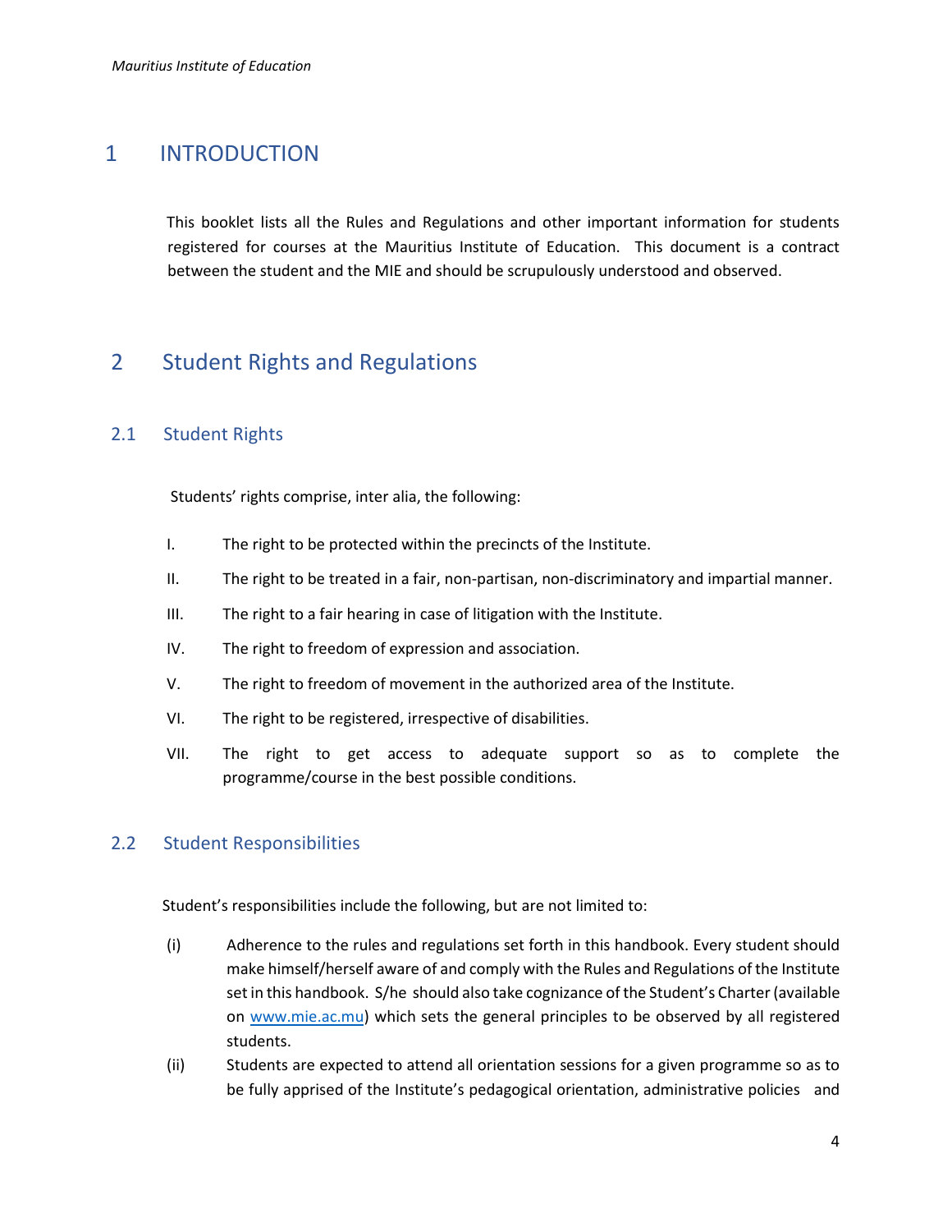# 1 INTRODUCTION

This booklet lists all the Rules and Regulations and other important information for students registered for courses at the Mauritius Institute of Education. This document is a contract between the student and the MIE and should be scrupulously understood and observed.

# 2 Student Rights and Regulations

## 2.1 Student Rights

Students' rights comprise, inter alia, the following:

I. The right to be protected within the precincts of the Institute.

II. The right to be treated in a fair, non-partisan, non-discriminatory and impartial manner.

III. The right to a fair hearing in case of litigation with the Institute.

IV. The right to freedom of expression and association.

V. The right to freedom of movement in the authorized area of the Institute.

VI. The right to be registered, irrespective of disabilities.

VII. The right to get access to adequate support so as to complete the programme/course in the best possible conditions.

## 2.2 Student Responsibilities

Student's responsibilities include the following, but are not limited to:

(i) Adherence to the rules and regulations set forth in this handbook. Every student should make himself/herself aware of and comply with the Rules and Regulations of the Institute set in this handbook. S/he should also take cognizance of the Student's Charter (available on www.mie.ac.mu) which sets the general principles to be observed by all registered students.

(ii) Students are expected to attend all orientation sessions for a given programme so as to be fully apprised of the Institute's pedagogical orientation, administrative policies and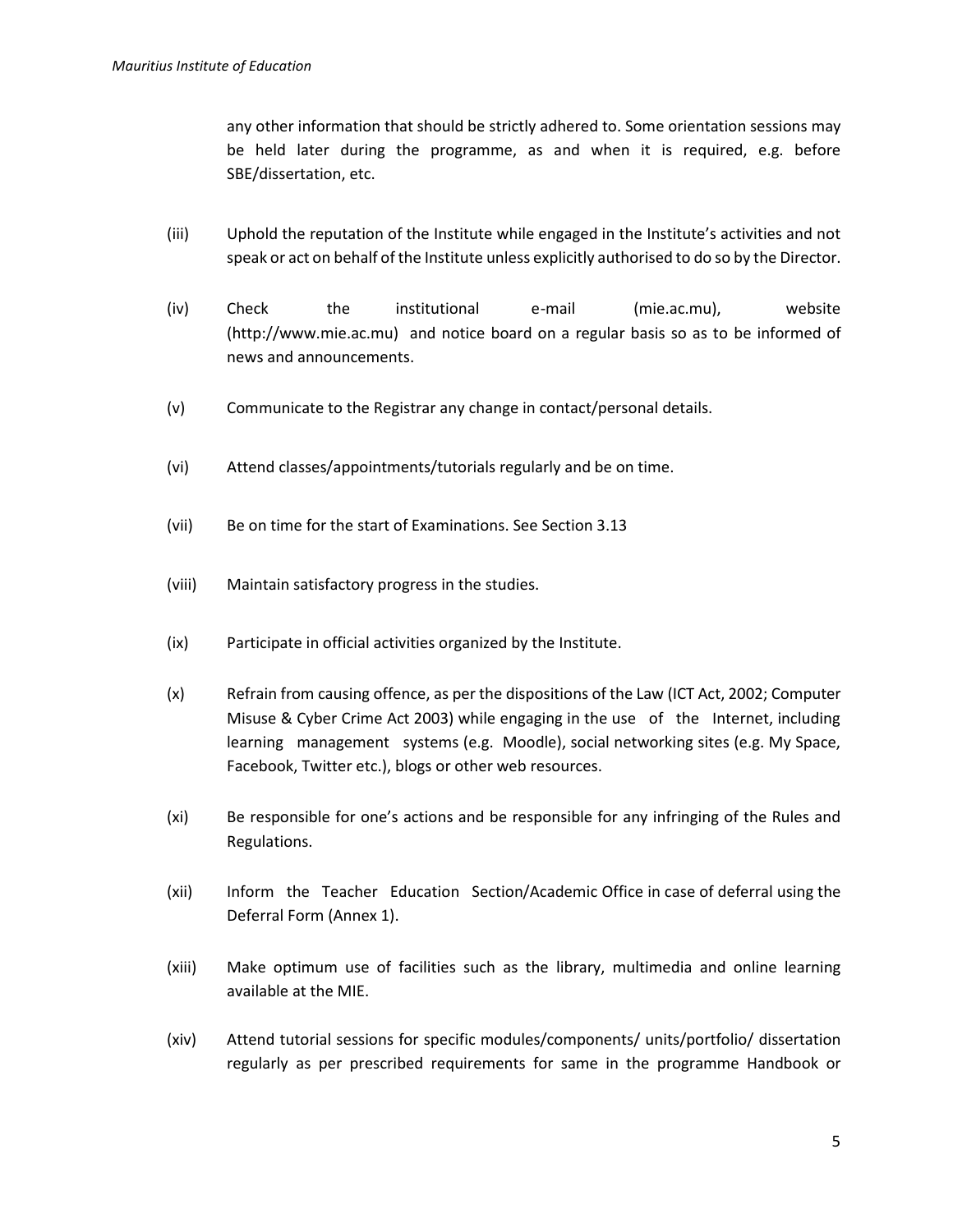any other information that should be strictly adhered to. Some orientation sessions may be held later during the programme, as and when it is required, e.g. before SBE/dissertation, etc.

(iii) Uphold the reputation of the Institute while engaged in the Institute's activities and not speak or act on behalf of the Institute unless explicitly authorised to do so by the Director.

(iv) Check the institutional e-mail (mie.ac.mu), website (http://www.mie.ac.mu) and notice board on a regular basis so as to be informed of news and announcements.

(v) Communicate to the Registrar any change in contact/personal details.

(vi) Attend classes/appointments/tutorials regularly and be on time.

(vii) Be on time for the start of Examinations. See Section 3.13

(viii) Maintain satisfactory progress in the studies.

(ix) Participate in official activities organized by the Institute.

(x) Refrain from causing offence, as per the dispositions of the Law (ICT Act, 2002; Computer Misuse & Cyber Crime Act 2003) while engaging in the use of the Internet, including learning management systems (e.g. Moodle), social networking sites (e.g. My Space, Facebook, Twitter etc.), blogs or other web resources.

(xi) Be responsible for one's actions and be responsible for any infringing of the Rules and Regulations.

(xii) Inform the Teacher Education Section/Academic Office in case of deferral using the Deferral Form (Annex 1).

(xiii) Make optimum use of facilities such as the library, multimedia and online learning available at the MIE.

(xiv) Attend tutorial sessions for specific modules/components/ units/portfolio/ dissertation regularly as per prescribed requirements for same in the programme Handbook or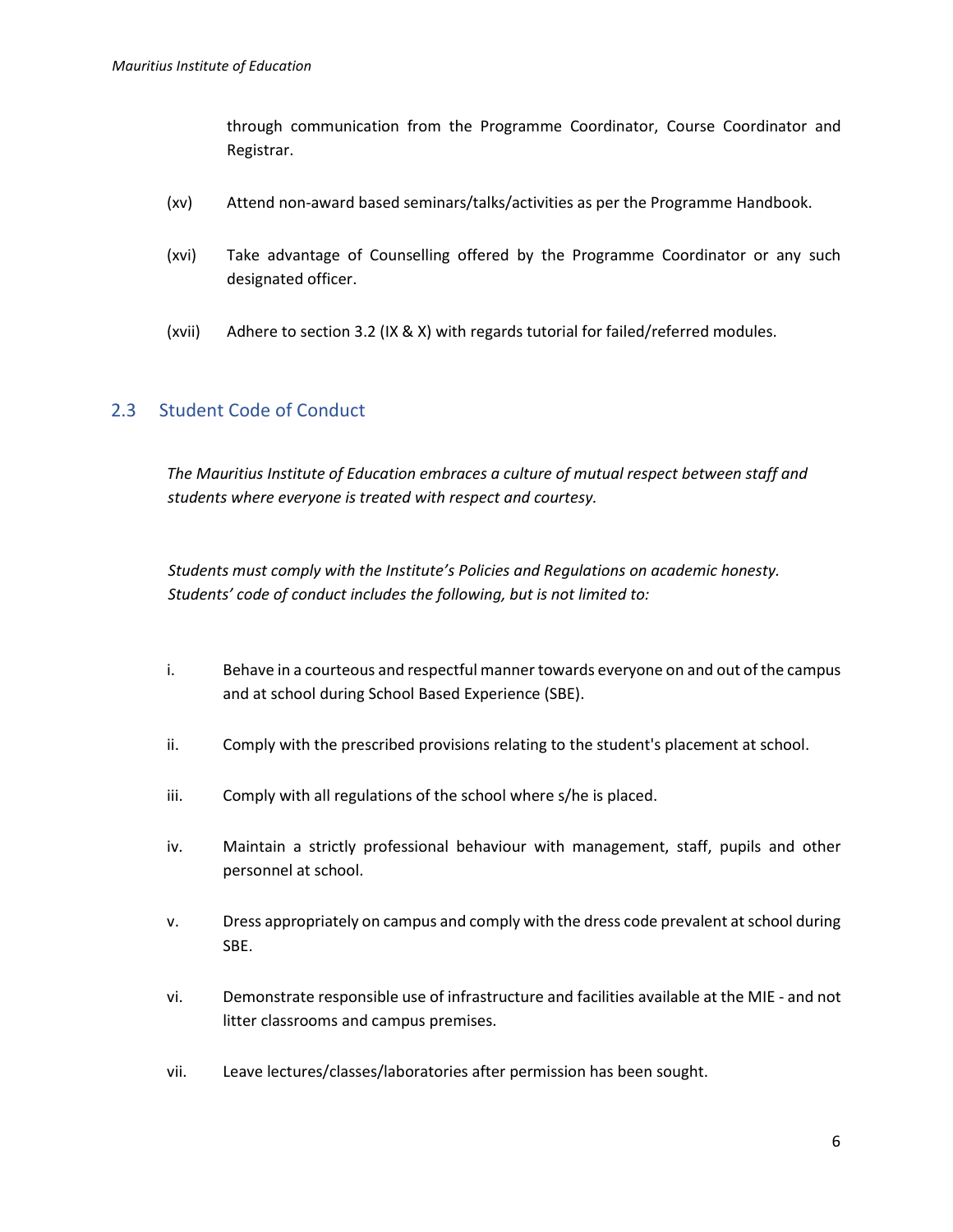through communication from the Programme Coordinator, Course Coordinator and Registrar.

(xv) Attend non-award based seminars/talks/activities as per the Programme Handbook.

(xvi) Take advantage of Counselling offered by the Programme Coordinator or any such designated officer.

(xvii) Adhere to section 3.2 (IX & X) with regards tutorial for failed/referred modules.

## 2.3 Student Code of Conduct

*The Mauritius Institute of Education embraces a culture of mutual respect between staff and students where everyone is treated with respect and courtesy.*

*Students must comply with the Institute's Policies and Regulations on academic honesty. Students' code of conduct includes the following, but is not limited to:*

i. Behave in a courteous and respectful manner towards everyone on and out of the campus and at school during School Based Experience (SBE).

ii. Comply with the prescribed provisions relating to the student's placement at school.

iii. Comply with all regulations of the school where s/he is placed.

iv. Maintain a strictly professional behaviour with management, staff, pupils and other personnel at school.

v. Dress appropriately on campus and comply with the dress code prevalent at school during SBE.

vi. Demonstrate responsible use of infrastructure and facilities available at the MIE - and not litter classrooms and campus premises.

vii. Leave lectures/classes/laboratories after permission has been sought.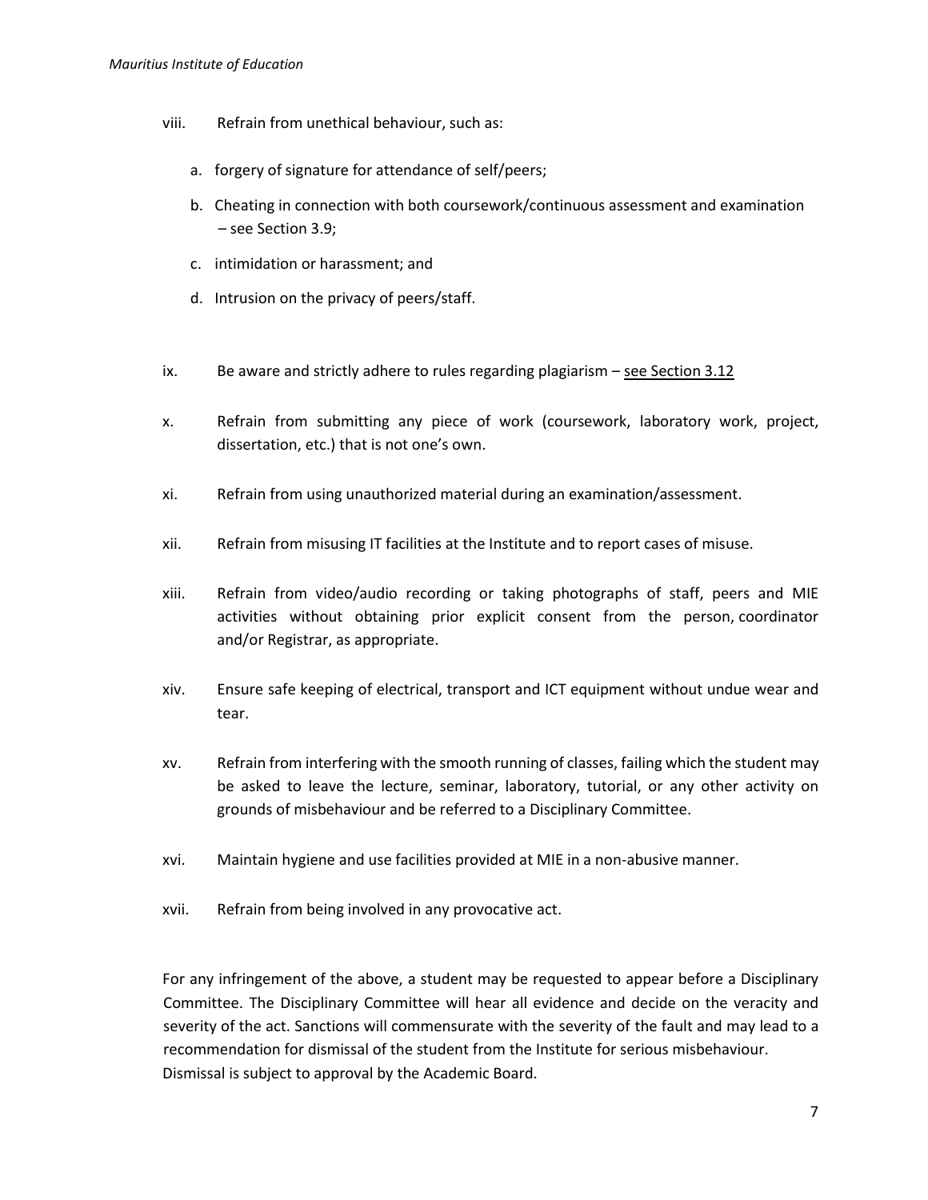viii. Refrain from unethical behaviour, such as:

   a. forgery of signature for attendance of self/peers;

   b. Cheating in connection with both coursework/continuous assessment and examination – see Section 3.9;

   c. intimidation or harassment; and

   d. Intrusion on the privacy of peers/staff.

ix. Be aware and strictly adhere to rules regarding plagiarism – see Section 3.12

x. Refrain from submitting any piece of work (coursework, laboratory work, project, dissertation, etc.) that is not one's own.

xi. Refrain from using unauthorized material during an examination/assessment.

xii. Refrain from misusing IT facilities at the Institute and to report cases of misuse.

xiii. Refrain from video/audio recording or taking photographs of staff, peers and MIE activities without obtaining prior explicit consent from the person, coordinator and/or Registrar, as appropriate.

xiv. Ensure safe keeping of electrical, transport and ICT equipment without undue wear and tear.

xv. Refrain from interfering with the smooth running of classes, failing which the student may be asked to leave the lecture, seminar, laboratory, tutorial, or any other activity on grounds of misbehaviour and be referred to a Disciplinary Committee.

xvi. Maintain hygiene and use facilities provided at MIE in a non-abusive manner.

xvii. Refrain from being involved in any provocative act.

For any infringement of the above, a student may be requested to appear before a Disciplinary Committee. The Disciplinary Committee will hear all evidence and decide on the veracity and severity of the act. Sanctions will commensurate with the severity of the fault and may lead to a recommendation for dismissal of the student from the Institute for serious misbehaviour. Dismissal is subject to approval by the Academic Board.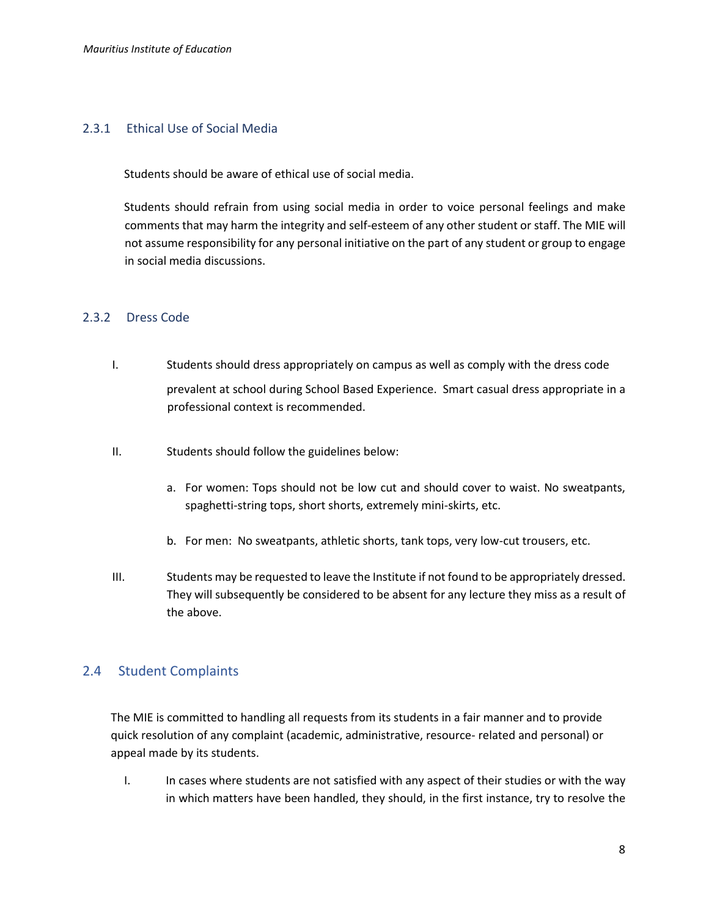### 2.3.1 Ethical Use of Social Media

Students should be aware of ethical use of social media.

Students should refrain from using social media in order to voice personal feelings and make comments that may harm the integrity and self-esteem of any other student or staff. The MIE will not assume responsibility for any personal initiative on the part of any student or group to engage in social media discussions.

### 2.3.2 Dress Code

I. Students should dress appropriately on campus as well as comply with the dress code prevalent at school during School Based Experience. Smart casual dress appropriate in a professional context is recommended.

II. Students should follow the guidelines below:

   a. For women: Tops should not be low cut and should cover to waist. No sweatpants, spaghetti-string tops, short shorts, extremely mini-skirts, etc.

   b. For men: No sweatpants, athletic shorts, tank tops, very low-cut trousers, etc.

III. Students may be requested to leave the Institute if not found to be appropriately dressed. They will subsequently be considered to be absent for any lecture they miss as a result of the above.

## 2.4 Student Complaints

The MIE is committed to handling all requests from its students in a fair manner and to provide quick resolution of any complaint (academic, administrative, resource- related and personal) or appeal made by its students.

I. In cases where students are not satisfied with any aspect of their studies or with the way in which matters have been handled, they should, in the first instance, try to resolve the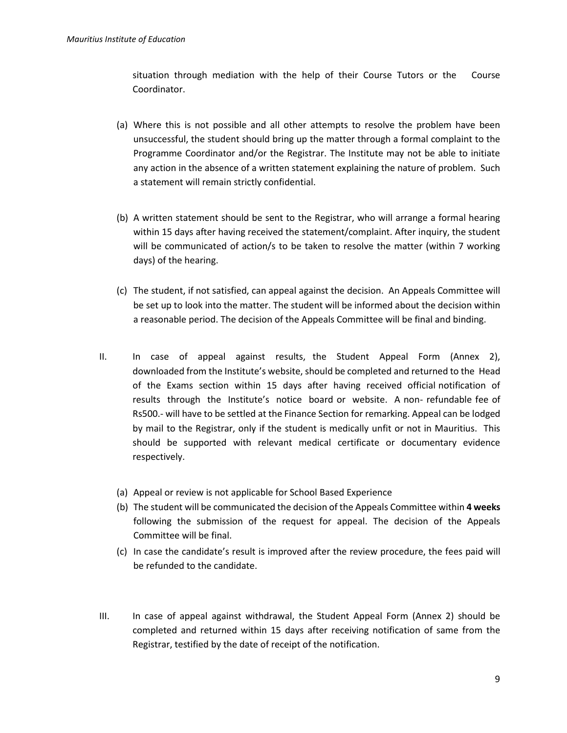situation through mediation with the help of their Course Tutors or the Course Coordinator.

(a) Where this is not possible and all other attempts to resolve the problem have been unsuccessful, the student should bring up the matter through a formal complaint to the Programme Coordinator and/or the Registrar. The Institute may not be able to initiate any action in the absence of a written statement explaining the nature of problem. Such a statement will remain strictly confidential.

(b) A written statement should be sent to the Registrar, who will arrange a formal hearing within 15 days after having received the statement/complaint. After inquiry, the student will be communicated of action/s to be taken to resolve the matter (within 7 working days) of the hearing.

(c) The student, if not satisfied, can appeal against the decision. An Appeals Committee will be set up to look into the matter. The student will be informed about the decision within a reasonable period. The decision of the Appeals Committee will be final and binding.

II. In case of appeal against results, the Student Appeal Form (Annex 2), downloaded from the Institute's website, should be completed and returned to the Head of the Exams section within 15 days after having received official notification of results through the Institute's notice board or website. A non- refundable fee of Rs500.- will have to be settled at the Finance Section for remarking. Appeal can be lodged by mail to the Registrar, only if the student is medically unfit or not in Mauritius. This should be supported with relevant medical certificate or documentary evidence respectively.

(a) Appeal or review is not applicable for School Based Experience
(b) The student will be communicated the decision of the Appeals Committee within **4 weeks** following the submission of the request for appeal. The decision of the Appeals Committee will be final.
(c) In case the candidate's result is improved after the review procedure, the fees paid will be refunded to the candidate.

III. In case of appeal against withdrawal, the Student Appeal Form (Annex 2) should be completed and returned within 15 days after receiving notification of same from the Registrar, testified by the date of receipt of the notification.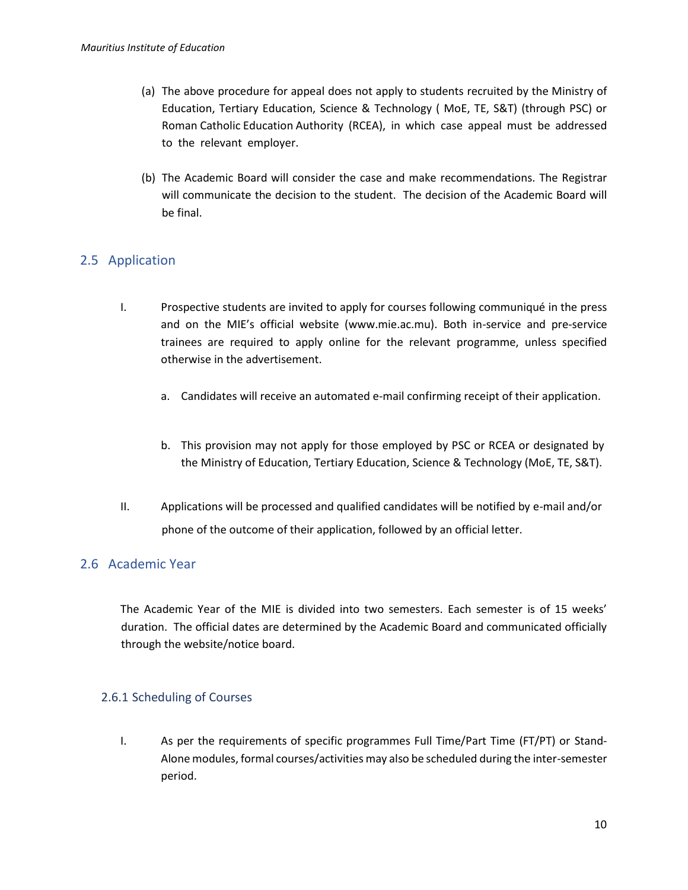(a) The above procedure for appeal does not apply to students recruited by the Ministry of Education, Tertiary Education, Science & Technology ( MoE, TE, S&T) (through PSC) or Roman Catholic Education Authority (RCEA), in which case appeal must be addressed to the relevant employer.

(b) The Academic Board will consider the case and make recommendations. The Registrar will communicate the decision to the student. The decision of the Academic Board will be final.

## 2.5 Application

I. Prospective students are invited to apply for courses following communiqué in the press and on the MIE's official website (www.mie.ac.mu). Both in-service and pre-service trainees are required to apply online for the relevant programme, unless specified otherwise in the advertisement.

   a. Candidates will receive an automated e-mail confirming receipt of their application.

   b. This provision may not apply for those employed by PSC or RCEA or designated by the Ministry of Education, Tertiary Education, Science & Technology (MoE, TE, S&T).

II. Applications will be processed and qualified candidates will be notified by e-mail and/or phone of the outcome of their application, followed by an official letter.

## 2.6 Academic Year

The Academic Year of the MIE is divided into two semesters. Each semester is of 15 weeks' duration. The official dates are determined by the Academic Board and communicated officially through the website/notice board.

### 2.6.1 Scheduling of Courses

I. As per the requirements of specific programmes Full Time/Part Time (FT/PT) or Stand-Alone modules, formal courses/activities may also be scheduled during the inter-semester period.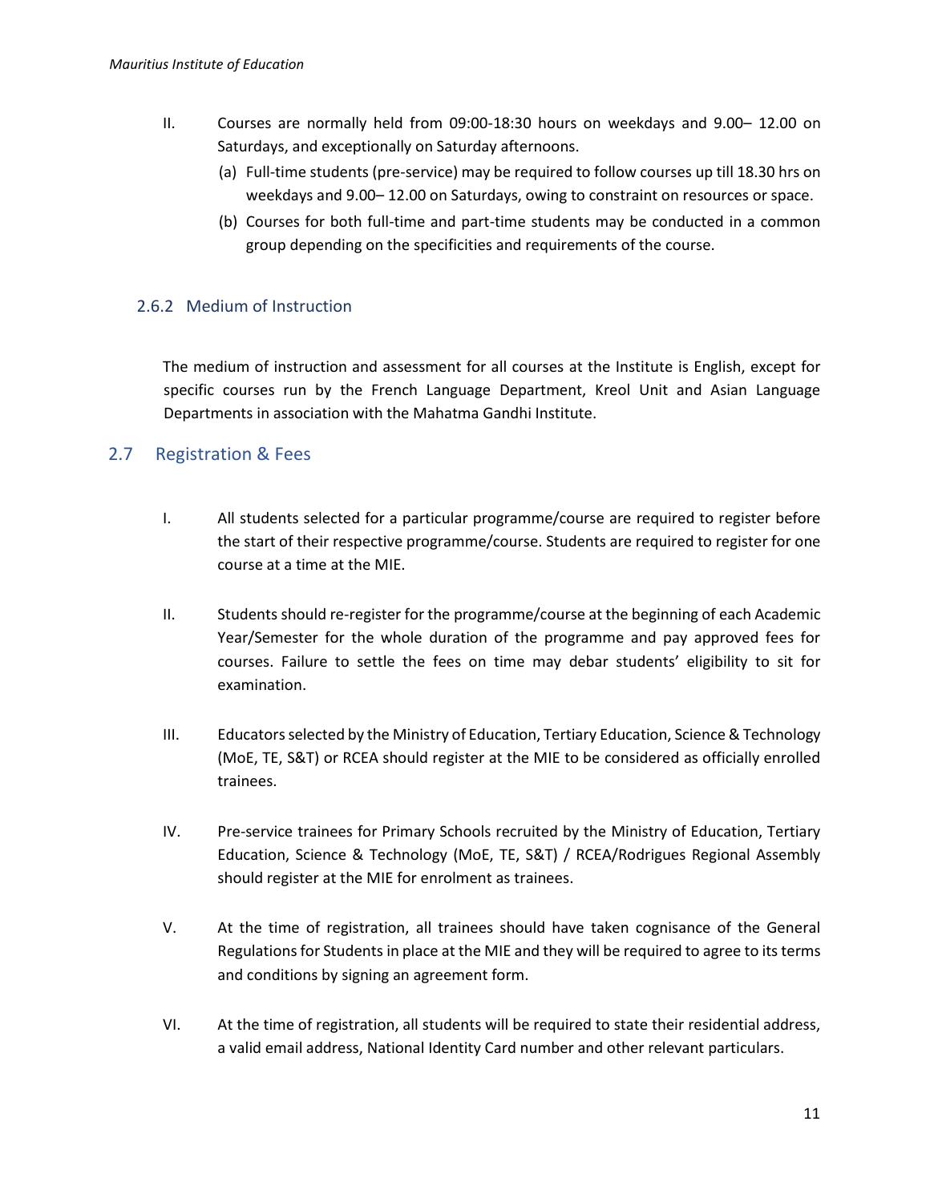II. Courses are normally held from 09:00-18:30 hours on weekdays and 9.00– 12.00 on Saturdays, and exceptionally on Saturday afternoons.

   (a) Full-time students (pre-service) may be required to follow courses up till 18.30 hrs on weekdays and 9.00– 12.00 on Saturdays, owing to constraint on resources or space.

   (b) Courses for both full-time and part-time students may be conducted in a common group depending on the specificities and requirements of the course.

### 2.6.2 Medium of Instruction

The medium of instruction and assessment for all courses at the Institute is English, except for specific courses run by the French Language Department, Kreol Unit and Asian Language Departments in association with the Mahatma Gandhi Institute.

## 2.7 Registration & Fees

I. All students selected for a particular programme/course are required to register before the start of their respective programme/course. Students are required to register for one course at a time at the MIE.

II. Students should re-register for the programme/course at the beginning of each Academic Year/Semester for the whole duration of the programme and pay approved fees for courses. Failure to settle the fees on time may debar students' eligibility to sit for examination.

III. Educators selected by the Ministry of Education, Tertiary Education, Science & Technology (MoE, TE, S&T) or RCEA should register at the MIE to be considered as officially enrolled trainees.

IV. Pre-service trainees for Primary Schools recruited by the Ministry of Education, Tertiary Education, Science & Technology (MoE, TE, S&T) / RCEA/Rodrigues Regional Assembly should register at the MIE for enrolment as trainees.

V. At the time of registration, all trainees should have taken cognisance of the General Regulations for Students in place at the MIE and they will be required to agree to its terms and conditions by signing an agreement form.

VI. At the time of registration, all students will be required to state their residential address, a valid email address, National Identity Card number and other relevant particulars.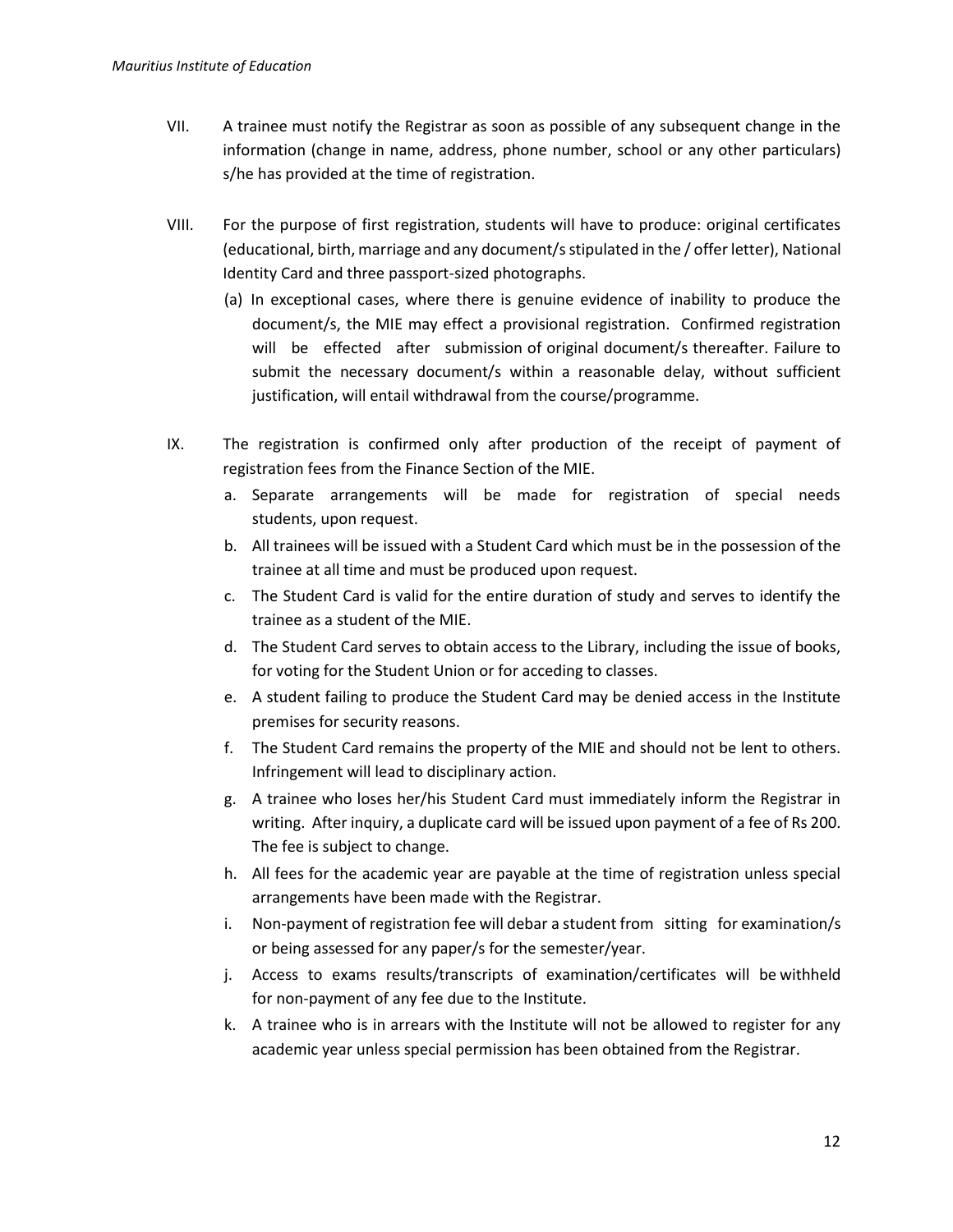VII. A trainee must notify the Registrar as soon as possible of any subsequent change in the information (change in name, address, phone number, school or any other particulars) s/he has provided at the time of registration.

VIII. For the purpose of first registration, students will have to produce: original certificates (educational, birth, marriage and any document/s stipulated in the / offer letter), National Identity Card and three passport-sized photographs.

   (a) In exceptional cases, where there is genuine evidence of inability to produce the document/s, the MIE may effect a provisional registration. Confirmed registration will be effected after submission of original document/s thereafter. Failure to submit the necessary document/s within a reasonable delay, without sufficient justification, will entail withdrawal from the course/programme.

IX. The registration is confirmed only after production of the receipt of payment of registration fees from the Finance Section of the MIE.

   a. Separate arrangements will be made for registration of special needs students, upon request.
   b. All trainees will be issued with a Student Card which must be in the possession of the trainee at all time and must be produced upon request.
   c. The Student Card is valid for the entire duration of study and serves to identify the trainee as a student of the MIE.
   d. The Student Card serves to obtain access to the Library, including the issue of books, for voting for the Student Union or for acceding to classes.
   e. A student failing to produce the Student Card may be denied access in the Institute premises for security reasons.
   f. The Student Card remains the property of the MIE and should not be lent to others. Infringement will lead to disciplinary action.
   g. A trainee who loses her/his Student Card must immediately inform the Registrar in writing. After inquiry, a duplicate card will be issued upon payment of a fee of Rs 200. The fee is subject to change.
   h. All fees for the academic year are payable at the time of registration unless special arrangements have been made with the Registrar.
   i. Non-payment of registration fee will debar a student from sitting for examination/s or being assessed for any paper/s for the semester/year.
   j. Access to exams results/transcripts of examination/certificates will be withheld for non-payment of any fee due to the Institute.
   k. A trainee who is in arrears with the Institute will not be allowed to register for any academic year unless special permission has been obtained from the Registrar.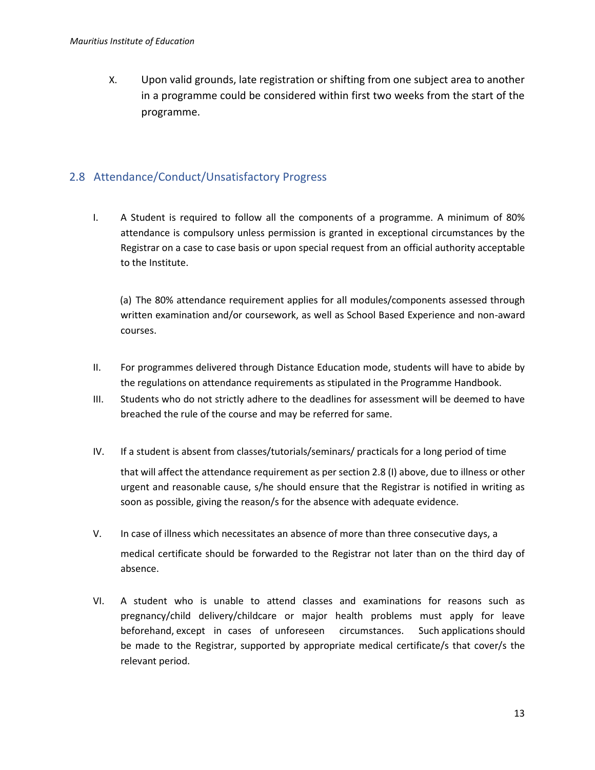X. Upon valid grounds, late registration or shifting from one subject area to another in a programme could be considered within first two weeks from the start of the programme.

## 2.8 Attendance/Conduct/Unsatisfactory Progress

I. A Student is required to follow all the components of a programme. A minimum of 80% attendance is compulsory unless permission is granted in exceptional circumstances by the Registrar on a case to case basis or upon special request from an official authority acceptable to the Institute.

   (a) The 80% attendance requirement applies for all modules/components assessed through written examination and/or coursework, as well as School Based Experience and non-award courses.

II. For programmes delivered through Distance Education mode, students will have to abide by the regulations on attendance requirements as stipulated in the Programme Handbook.

III. Students who do not strictly adhere to the deadlines for assessment will be deemed to have breached the rule of the course and may be referred for same.

IV. If a student is absent from classes/tutorials/seminars/ practicals for a long period of time that will affect the attendance requirement as per section 2.8 (I) above, due to illness or other urgent and reasonable cause, s/he should ensure that the Registrar is notified in writing as soon as possible, giving the reason/s for the absence with adequate evidence.

V. In case of illness which necessitates an absence of more than three consecutive days, a medical certificate should be forwarded to the Registrar not later than on the third day of absence.

VI. A student who is unable to attend classes and examinations for reasons such as pregnancy/child delivery/childcare or major health problems must apply for leave beforehand, except in cases of unforeseen circumstances. Such applications should be made to the Registrar, supported by appropriate medical certificate/s that cover/s the relevant period.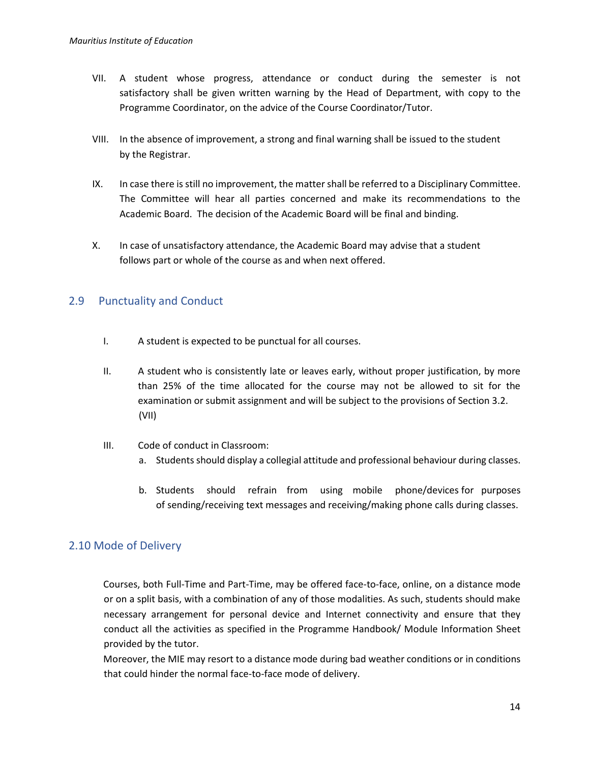VII. A student whose progress, attendance or conduct during the semester is not satisfactory shall be given written warning by the Head of Department, with copy to the Programme Coordinator, on the advice of the Course Coordinator/Tutor.

VIII. In the absence of improvement, a strong and final warning shall be issued to the student by the Registrar.

IX. In case there is still no improvement, the matter shall be referred to a Disciplinary Committee. The Committee will hear all parties concerned and make its recommendations to the Academic Board. The decision of the Academic Board will be final and binding.

X. In case of unsatisfactory attendance, the Academic Board may advise that a student follows part or whole of the course as and when next offered.

## 2.9 Punctuality and Conduct

I. A student is expected to be punctual for all courses.

II. A student who is consistently late or leaves early, without proper justification, by more than 25% of the time allocated for the course may not be allowed to sit for the examination or submit assignment and will be subject to the provisions of Section 3.2. (VII)

III. Code of conduct in Classroom:

  a. Students should display a collegial attitude and professional behaviour during classes.

  b. Students should refrain from using mobile phone/devices for purposes of sending/receiving text messages and receiving/making phone calls during classes.

## 2.10 Mode of Delivery

Courses, both Full-Time and Part-Time, may be offered face-to-face, online, on a distance mode or on a split basis, with a combination of any of those modalities. As such, students should make necessary arrangement for personal device and Internet connectivity and ensure that they conduct all the activities as specified in the Programme Handbook/ Module Information Sheet provided by the tutor.

Moreover, the MIE may resort to a distance mode during bad weather conditions or in conditions that could hinder the normal face-to-face mode of delivery.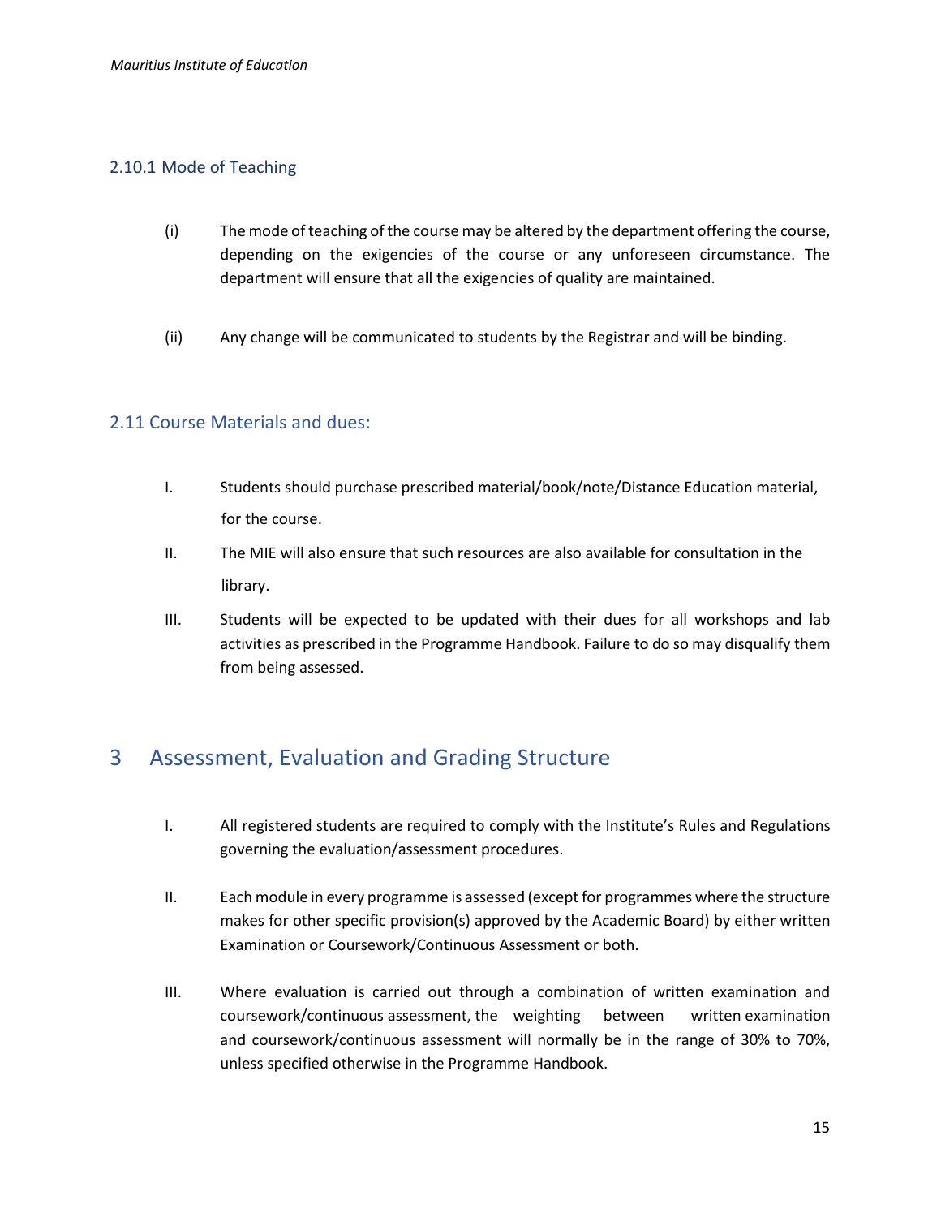### 2.10.1 Mode of Teaching

(i) The mode of teaching of the course may be altered by the department offering the course, depending on the exigencies of the course or any unforeseen circumstance. The department will ensure that all the exigencies of quality are maintained.

(ii) Any change will be communicated to students by the Registrar and will be binding.

## 2.11 Course Materials and dues:

I. Students should purchase prescribed material/book/note/Distance Education material, for the course.

II. The MIE will also ensure that such resources are also available for consultation in the library.

III. Students will be expected to be updated with their dues for all workshops and lab activities as prescribed in the Programme Handbook. Failure to do so may disqualify them from being assessed.

# 3 Assessment, Evaluation and Grading Structure

I. All registered students are required to comply with the Institute's Rules and Regulations governing the evaluation/assessment procedures.

II. Each module in every programme is assessed (except for programmes where the structure makes for other specific provision(s) approved by the Academic Board) by either written Examination or Coursework/Continuous Assessment or both.

III. Where evaluation is carried out through a combination of written examination and coursework/continuous assessment, the weighting between written examination and coursework/continuous assessment will normally be in the range of 30% to 70%, unless specified otherwise in the Programme Handbook.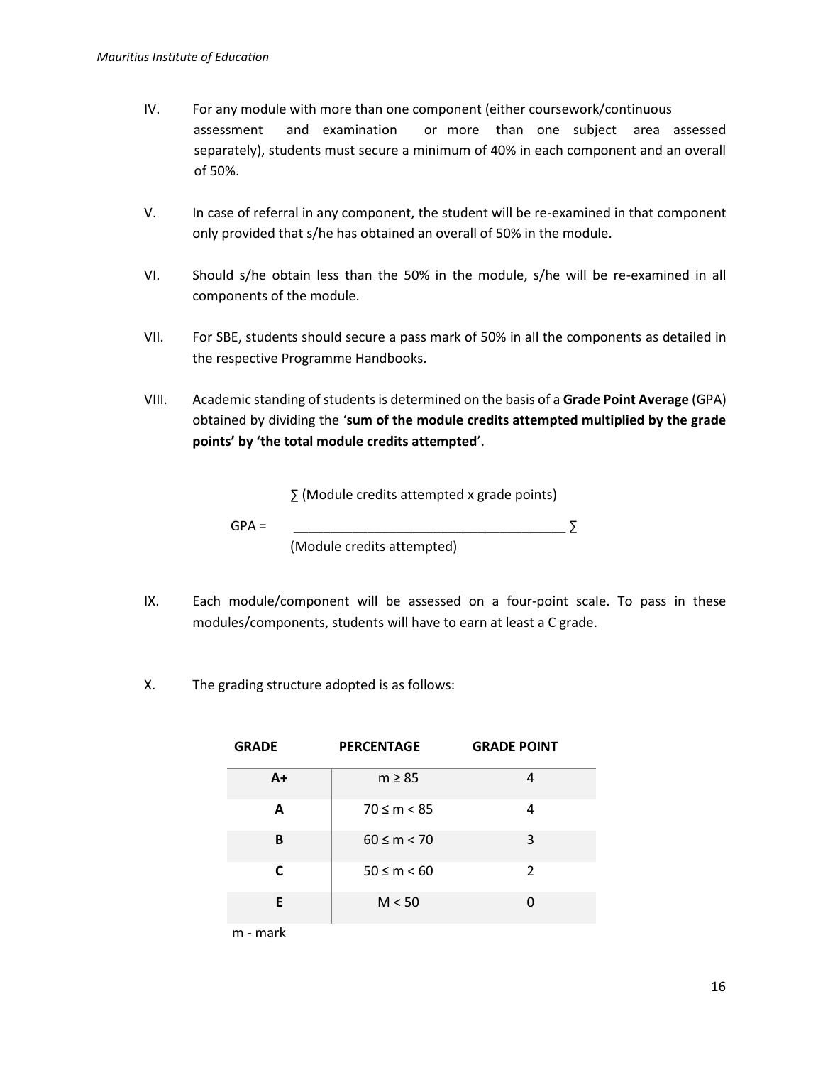IV. For any module with more than one component (either coursework/continuous assessment and examination or more than one subject area assessed separately), students must secure a minimum of 40% in each component and an overall of 50%.

V. In case of referral in any component, the student will be re-examined in that component only provided that s/he has obtained an overall of 50% in the module.

VI. Should s/he obtain less than the 50% in the module, s/he will be re-examined in all components of the module.

VII. For SBE, students should secure a pass mark of 50% in all the components as detailed in the respective Programme Handbooks.

VIII. Academic standing of students is determined on the basis of a **Grade Point Average** (GPA) obtained by dividing the '**sum of the module credits attempted multiplied by the grade points' by 'the total module credits attempted**'.

$$GPA = \frac{\sum (\text{Module credits attempted} \times \text{grade points})}{\sum (\text{Module credits attempted})}$$

IX. Each module/component will be assessed on a four-point scale. To pass in these modules/components, students will have to earn at least a C grade.

X. The grading structure adopted is as follows:

| GRADE | PERCENTAGE | GRADE POINT |
|---|---|---|
| **A+** | $m \geq 85$ | 4 |
| **A** | $70 \leq m < 85$ | 4 |
| **B** | $60 \leq m < 70$ | 3 |
| **C** | $50 \leq m < 60$ | 2 |
| **E** | $M < 50$ | 0 |

m - mark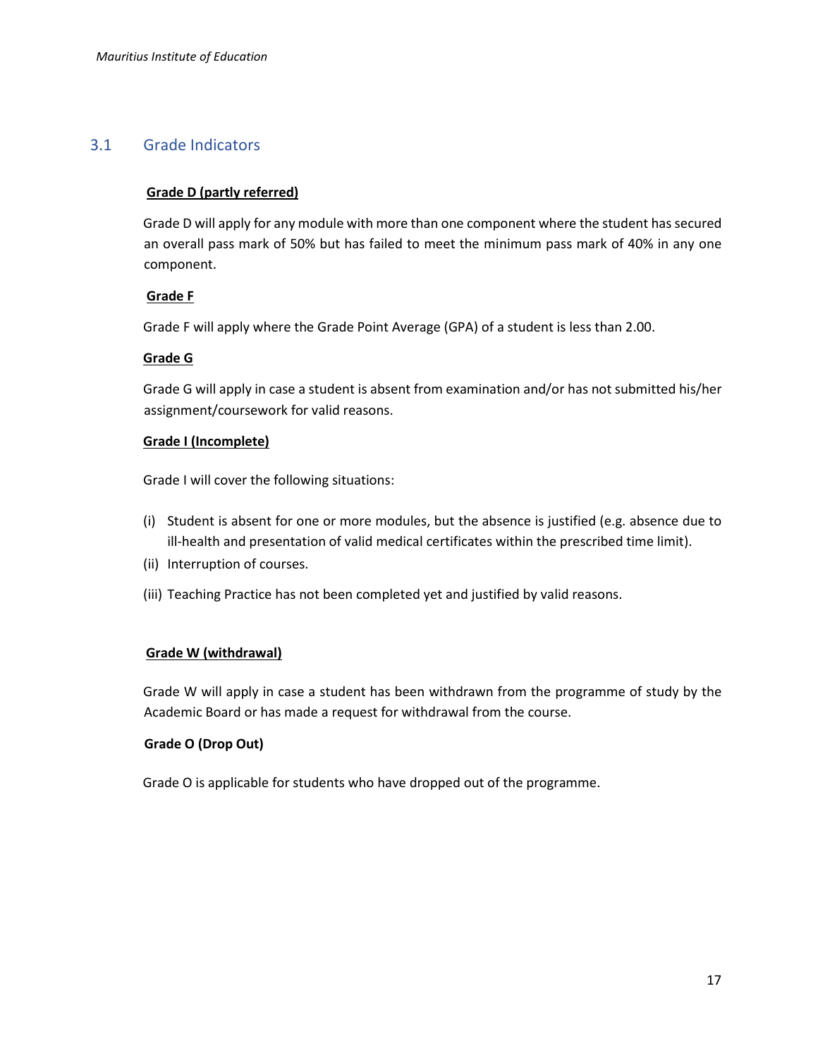## 3.1 Grade Indicators

**Grade D (partly referred)**

Grade D will apply for any module with more than one component where the student has secured an overall pass mark of 50% but has failed to meet the minimum pass mark of 40% in any one component.

**Grade F**

Grade F will apply where the Grade Point Average (GPA) of a student is less than 2.00.

**Grade G**

Grade G will apply in case a student is absent from examination and/or has not submitted his/her assignment/coursework for valid reasons.

**Grade I (Incomplete)**

Grade I will cover the following situations:

(i) Student is absent for one or more modules, but the absence is justified (e.g. absence due to ill-health and presentation of valid medical certificates within the prescribed time limit).

(ii) Interruption of courses.

(iii) Teaching Practice has not been completed yet and justified by valid reasons.

**Grade W (withdrawal)**

Grade W will apply in case a student has been withdrawn from the programme of study by the Academic Board or has made a request for withdrawal from the course.

**Grade O (Drop Out)**

Grade O is applicable for students who have dropped out of the programme.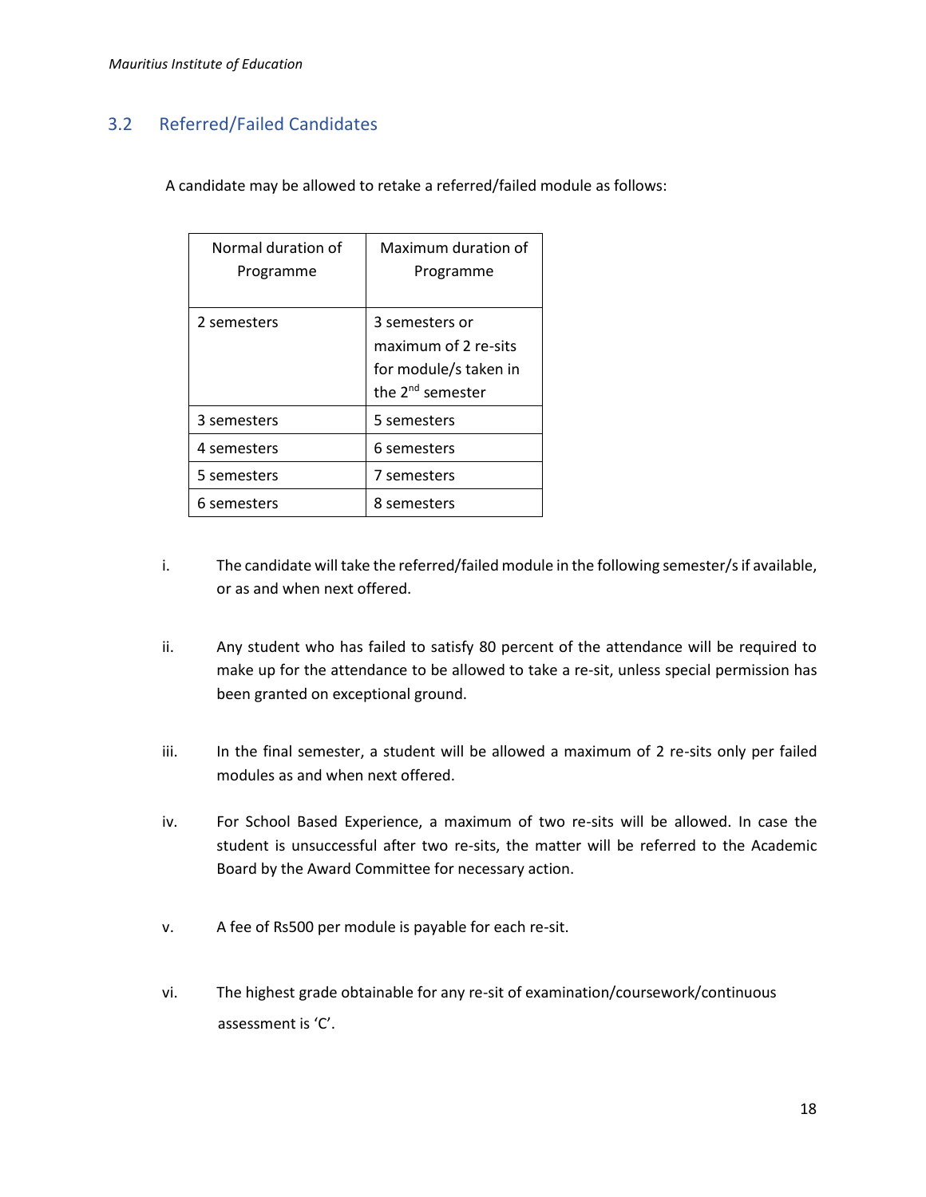## 3.2 Referred/Failed Candidates

A candidate may be allowed to retake a referred/failed module as follows:

| Normal duration of Programme | Maximum duration of Programme |
|---|---|
| 2 semesters | 3 semesters or maximum of 2 re-sits for module/s taken in the 2nd semester |
| 3 semesters | 5 semesters |
| 4 semesters | 6 semesters |
| 5 semesters | 7 semesters |
| 6 semesters | 8 semesters |

i. The candidate will take the referred/failed module in the following semester/s if available, or as and when next offered.

ii. Any student who has failed to satisfy 80 percent of the attendance will be required to make up for the attendance to be allowed to take a re-sit, unless special permission has been granted on exceptional ground.

iii. In the final semester, a student will be allowed a maximum of 2 re-sits only per failed modules as and when next offered.

iv. For School Based Experience, a maximum of two re-sits will be allowed. In case the student is unsuccessful after two re-sits, the matter will be referred to the Academic Board by the Award Committee for necessary action.

v. A fee of Rs500 per module is payable for each re-sit.

vi. The highest grade obtainable for any re-sit of examination/coursework/continuous assessment is 'C'.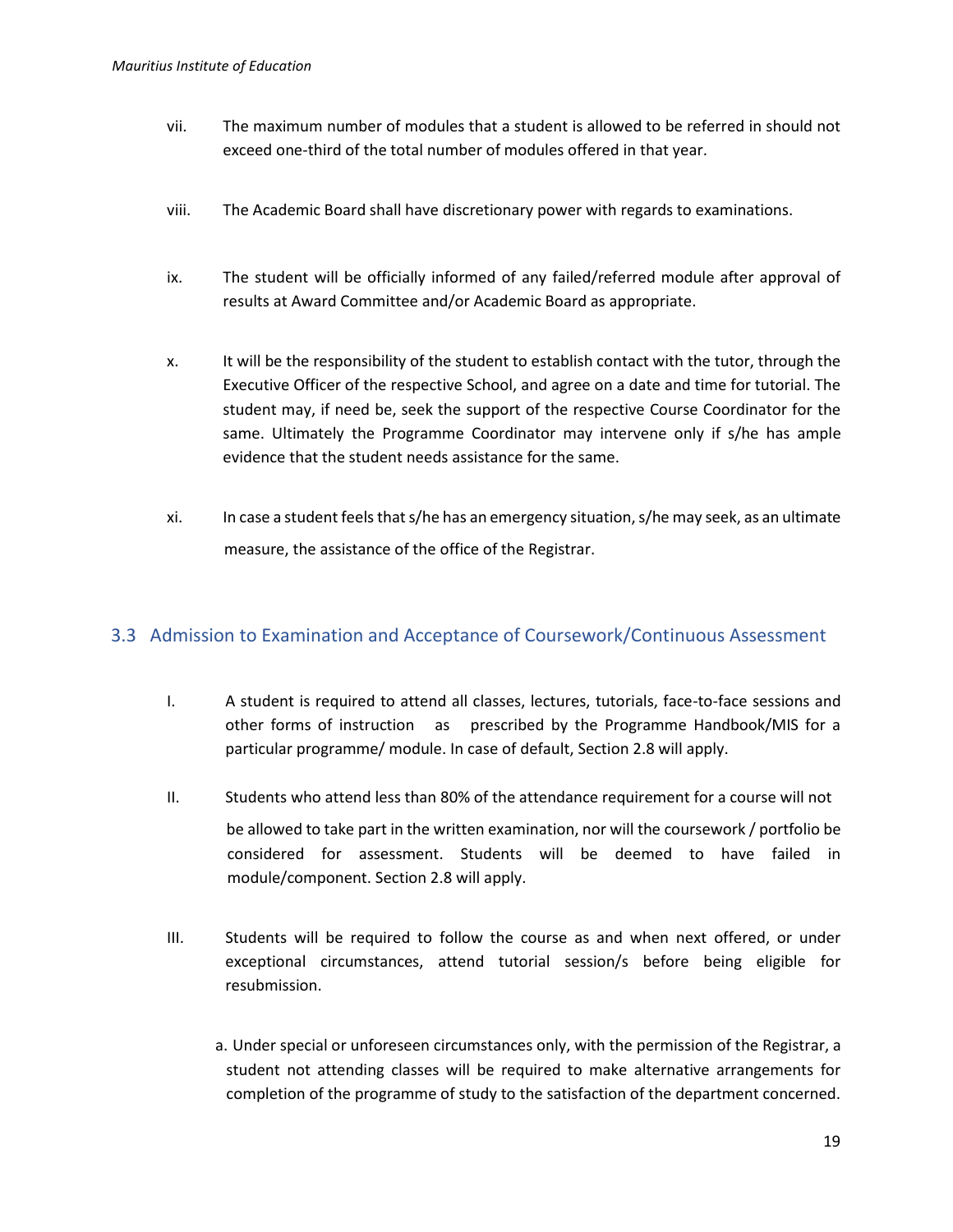vii. The maximum number of modules that a student is allowed to be referred in should not exceed one-third of the total number of modules offered in that year.

viii. The Academic Board shall have discretionary power with regards to examinations.

ix. The student will be officially informed of any failed/referred module after approval of results at Award Committee and/or Academic Board as appropriate.

x. It will be the responsibility of the student to establish contact with the tutor, through the Executive Officer of the respective School, and agree on a date and time for tutorial. The student may, if need be, seek the support of the respective Course Coordinator for the same. Ultimately the Programme Coordinator may intervene only if s/he has ample evidence that the student needs assistance for the same.

xi. In case a student feels that s/he has an emergency situation, s/he may seek, as an ultimate measure, the assistance of the office of the Registrar.

## 3.3 Admission to Examination and Acceptance of Coursework/Continuous Assessment

I. A student is required to attend all classes, lectures, tutorials, face-to-face sessions and other forms of instruction as prescribed by the Programme Handbook/MIS for a particular programme/ module. In case of default, Section 2.8 will apply.

II. Students who attend less than 80% of the attendance requirement for a course will not be allowed to take part in the written examination, nor will the coursework / portfolio be considered for assessment. Students will be deemed to have failed in module/component. Section 2.8 will apply.

III. Students will be required to follow the course as and when next offered, or under exceptional circumstances, attend tutorial session/s before being eligible for resubmission.

a. Under special or unforeseen circumstances only, with the permission of the Registrar, a student not attending classes will be required to make alternative arrangements for completion of the programme of study to the satisfaction of the department concerned.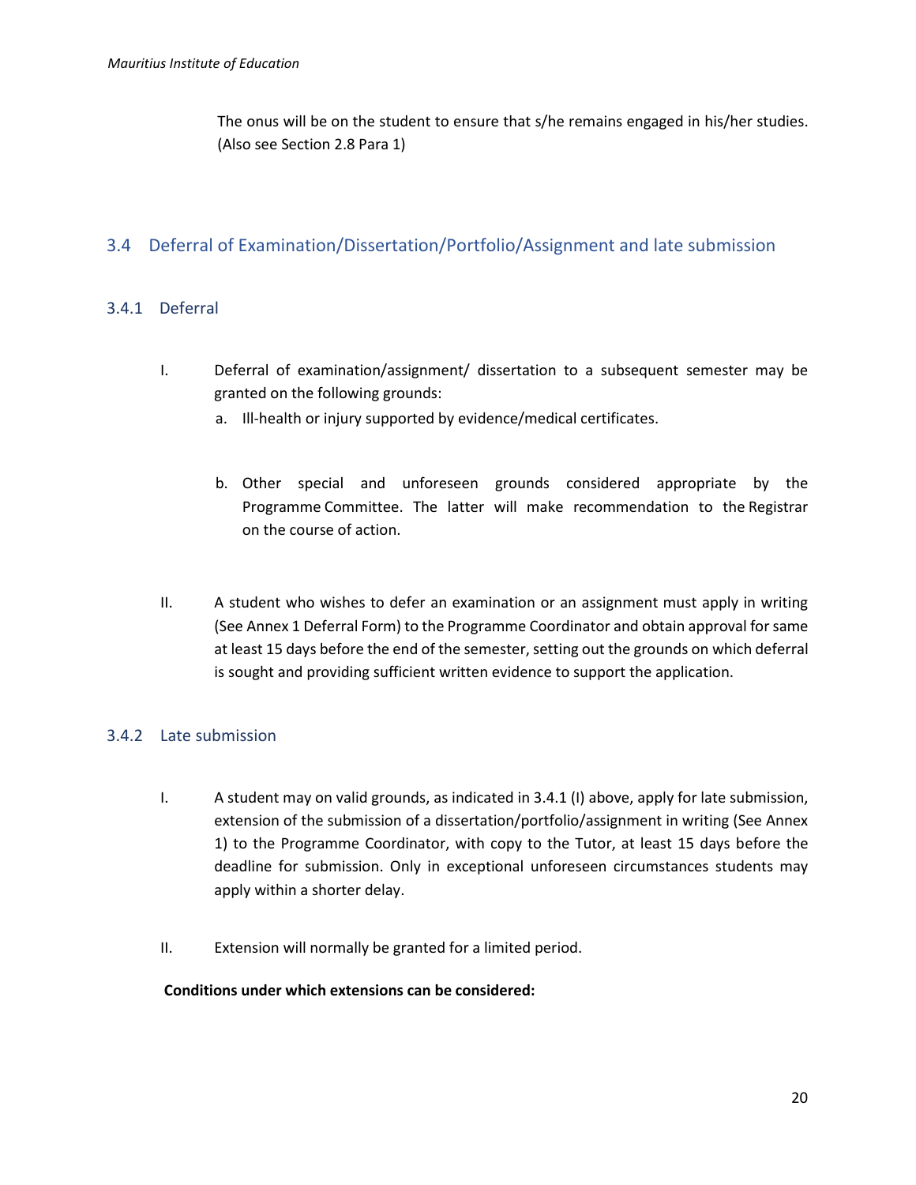The onus will be on the student to ensure that s/he remains engaged in his/her studies. (Also see Section 2.8 Para 1)

## 3.4 Deferral of Examination/Dissertation/Portfolio/Assignment and late submission

### 3.4.1 Deferral

I. Deferral of examination/assignment/ dissertation to a subsequent semester may be granted on the following grounds:

   a. Ill-health or injury supported by evidence/medical certificates.

   b. Other special and unforeseen grounds considered appropriate by the Programme Committee. The latter will make recommendation to the Registrar on the course of action.

II. A student who wishes to defer an examination or an assignment must apply in writing (See Annex 1 Deferral Form) to the Programme Coordinator and obtain approval for same at least 15 days before the end of the semester, setting out the grounds on which deferral is sought and providing sufficient written evidence to support the application.

### 3.4.2 Late submission

I. A student may on valid grounds, as indicated in 3.4.1 (I) above, apply for late submission, extension of the submission of a dissertation/portfolio/assignment in writing (See Annex 1) to the Programme Coordinator, with copy to the Tutor, at least 15 days before the deadline for submission. Only in exceptional unforeseen circumstances students may apply within a shorter delay.

II. Extension will normally be granted for a limited period.

**Conditions under which extensions can be considered:**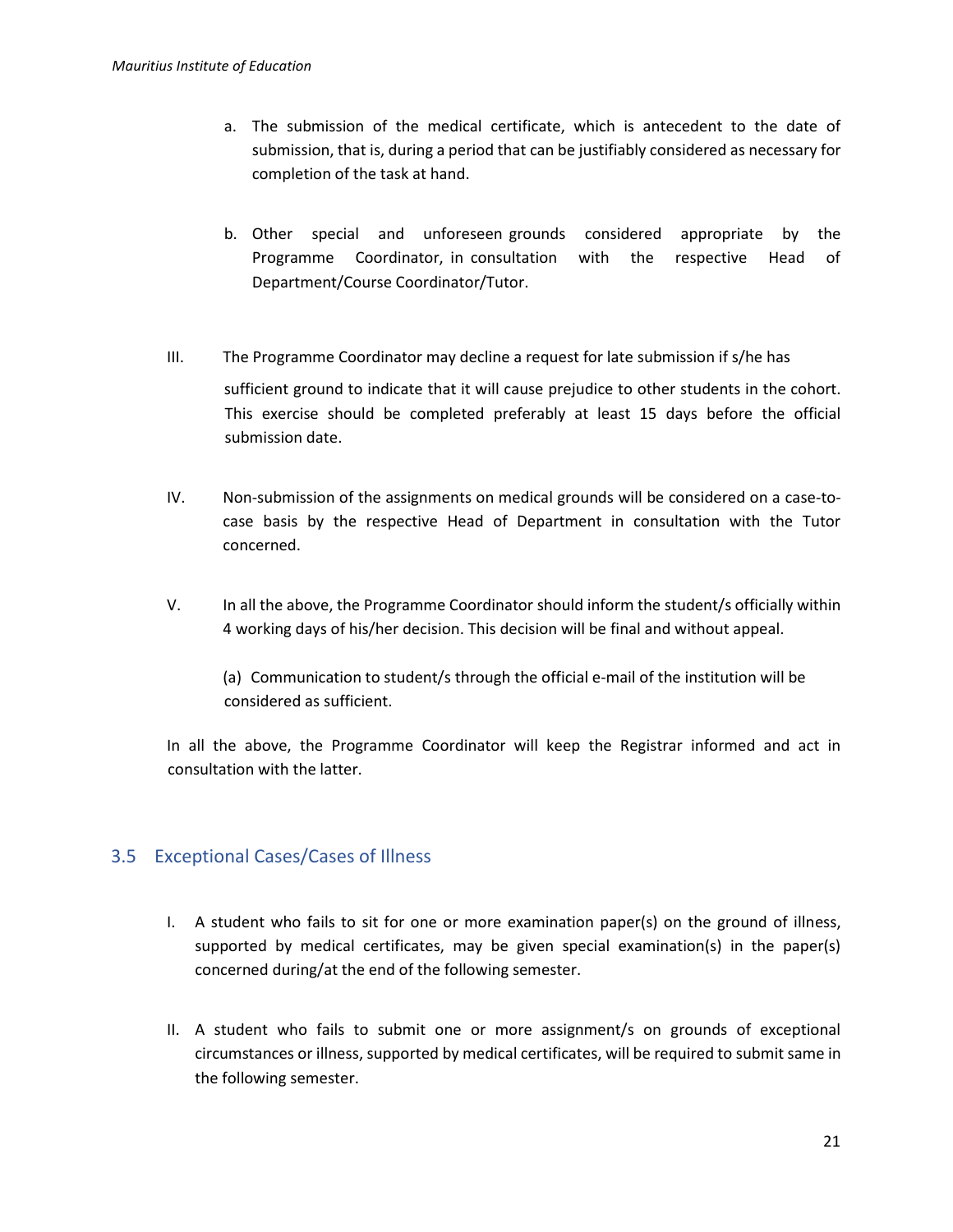a. The submission of the medical certificate, which is antecedent to the date of submission, that is, during a period that can be justifiably considered as necessary for completion of the task at hand.

b. Other special and unforeseen grounds considered appropriate by the Programme Coordinator, in consultation with the respective Head of Department/Course Coordinator/Tutor.

III. The Programme Coordinator may decline a request for late submission if s/he has sufficient ground to indicate that it will cause prejudice to other students in the cohort. This exercise should be completed preferably at least 15 days before the official submission date.

IV. Non-submission of the assignments on medical grounds will be considered on a case-to-case basis by the respective Head of Department in consultation with the Tutor concerned.

V. In all the above, the Programme Coordinator should inform the student/s officially within 4 working days of his/her decision. This decision will be final and without appeal.

(a) Communication to student/s through the official e-mail of the institution will be considered as sufficient.

In all the above, the Programme Coordinator will keep the Registrar informed and act in consultation with the latter.

## 3.5 Exceptional Cases/Cases of Illness

I. A student who fails to sit for one or more examination paper(s) on the ground of illness, supported by medical certificates, may be given special examination(s) in the paper(s) concerned during/at the end of the following semester.

II. A student who fails to submit one or more assignment/s on grounds of exceptional circumstances or illness, supported by medical certificates, will be required to submit same in the following semester.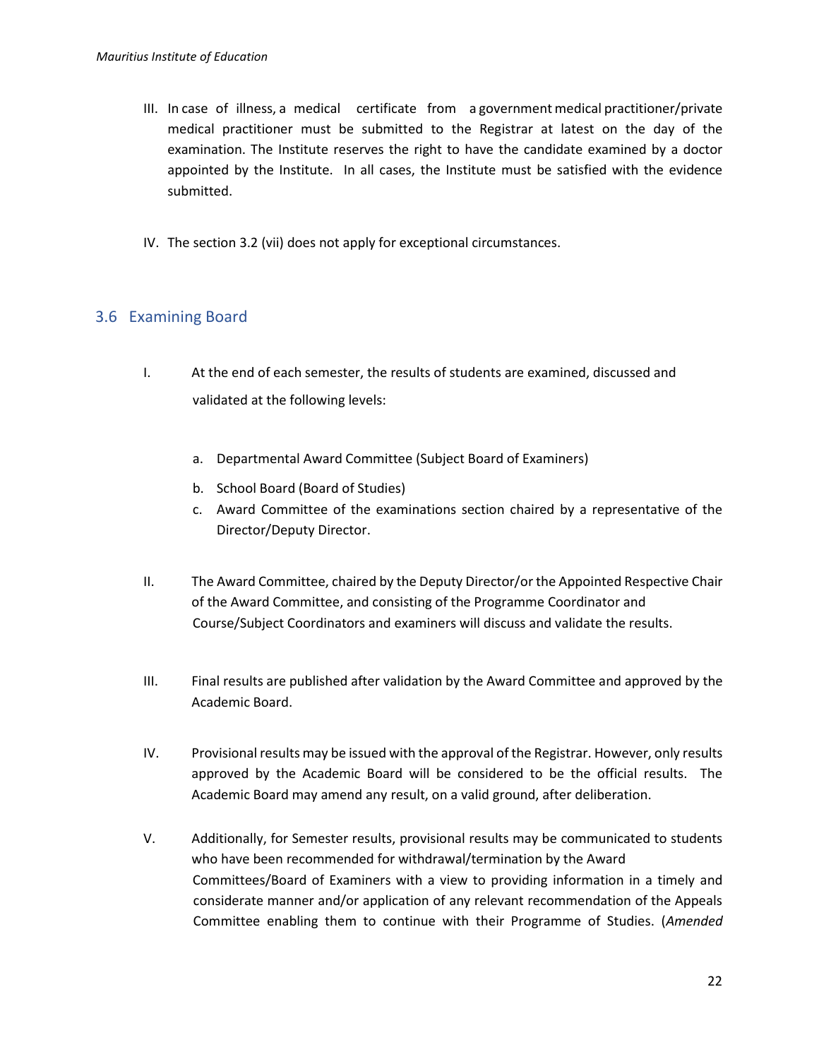III. In case of illness, a medical certificate from a government medical practitioner/private medical practitioner must be submitted to the Registrar at latest on the day of the examination. The Institute reserves the right to have the candidate examined by a doctor appointed by the Institute. In all cases, the Institute must be satisfied with the evidence submitted.

IV. The section 3.2 (vii) does not apply for exceptional circumstances.

## 3.6 Examining Board

I. At the end of each semester, the results of students are examined, discussed and validated at the following levels:

   a. Departmental Award Committee (Subject Board of Examiners)
   b. School Board (Board of Studies)
   c. Award Committee of the examinations section chaired by a representative of the Director/Deputy Director.

II. The Award Committee, chaired by the Deputy Director/or the Appointed Respective Chair of the Award Committee, and consisting of the Programme Coordinator and Course/Subject Coordinators and examiners will discuss and validate the results.

III. Final results are published after validation by the Award Committee and approved by the Academic Board.

IV. Provisional results may be issued with the approval of the Registrar. However, only results approved by the Academic Board will be considered to be the official results. The Academic Board may amend any result, on a valid ground, after deliberation.

V. Additionally, for Semester results, provisional results may be communicated to students who have been recommended for withdrawal/termination by the Award Committees/Board of Examiners with a view to providing information in a timely and considerate manner and/or application of any relevant recommendation of the Appeals Committee enabling them to continue with their Programme of Studies. (*Amended*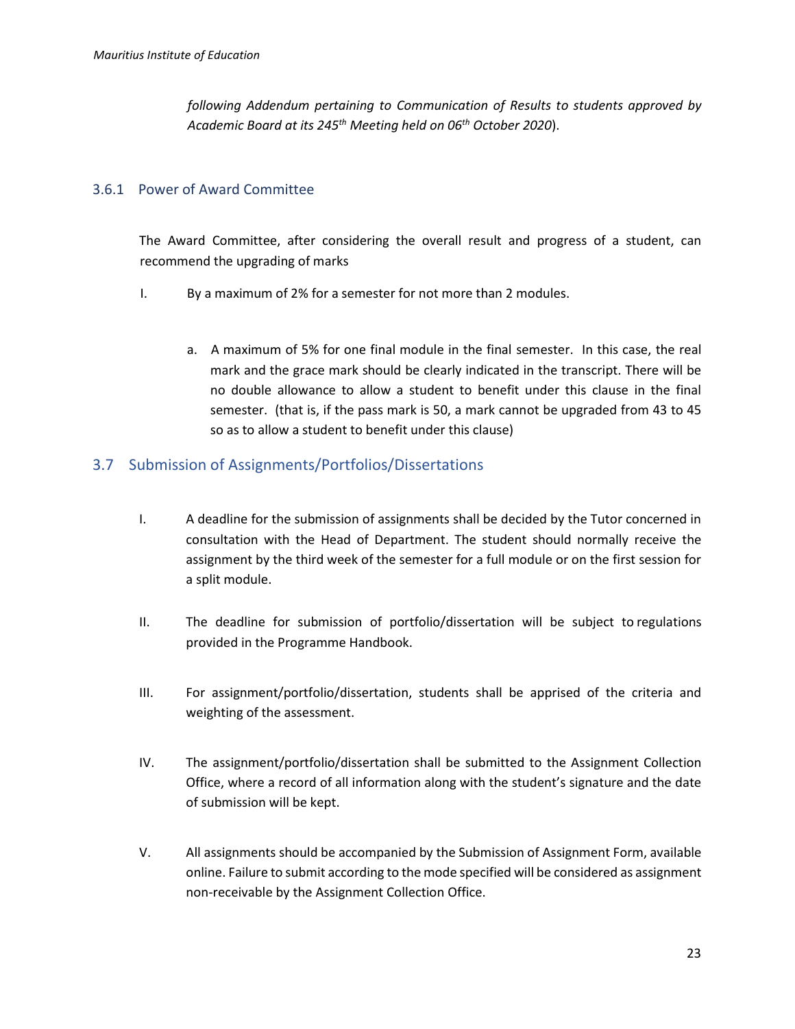*following Addendum pertaining to Communication of Results to students approved by Academic Board at its 245th Meeting held on 06th October 2020*).

### 3.6.1 Power of Award Committee

The Award Committee, after considering the overall result and progress of a student, can recommend the upgrading of marks

I. By a maximum of 2% for a semester for not more than 2 modules.

   a. A maximum of 5% for one final module in the final semester. In this case, the real mark and the grace mark should be clearly indicated in the transcript. There will be no double allowance to allow a student to benefit under this clause in the final semester. (that is, if the pass mark is 50, a mark cannot be upgraded from 43 to 45 so as to allow a student to benefit under this clause)

## 3.7 Submission of Assignments/Portfolios/Dissertations

I. A deadline for the submission of assignments shall be decided by the Tutor concerned in consultation with the Head of Department. The student should normally receive the assignment by the third week of the semester for a full module or on the first session for a split module.

II. The deadline for submission of portfolio/dissertation will be subject to regulations provided in the Programme Handbook.

III. For assignment/portfolio/dissertation, students shall be apprised of the criteria and weighting of the assessment.

IV. The assignment/portfolio/dissertation shall be submitted to the Assignment Collection Office, where a record of all information along with the student's signature and the date of submission will be kept.

V. All assignments should be accompanied by the Submission of Assignment Form, available online. Failure to submit according to the mode specified will be considered as assignment non-receivable by the Assignment Collection Office.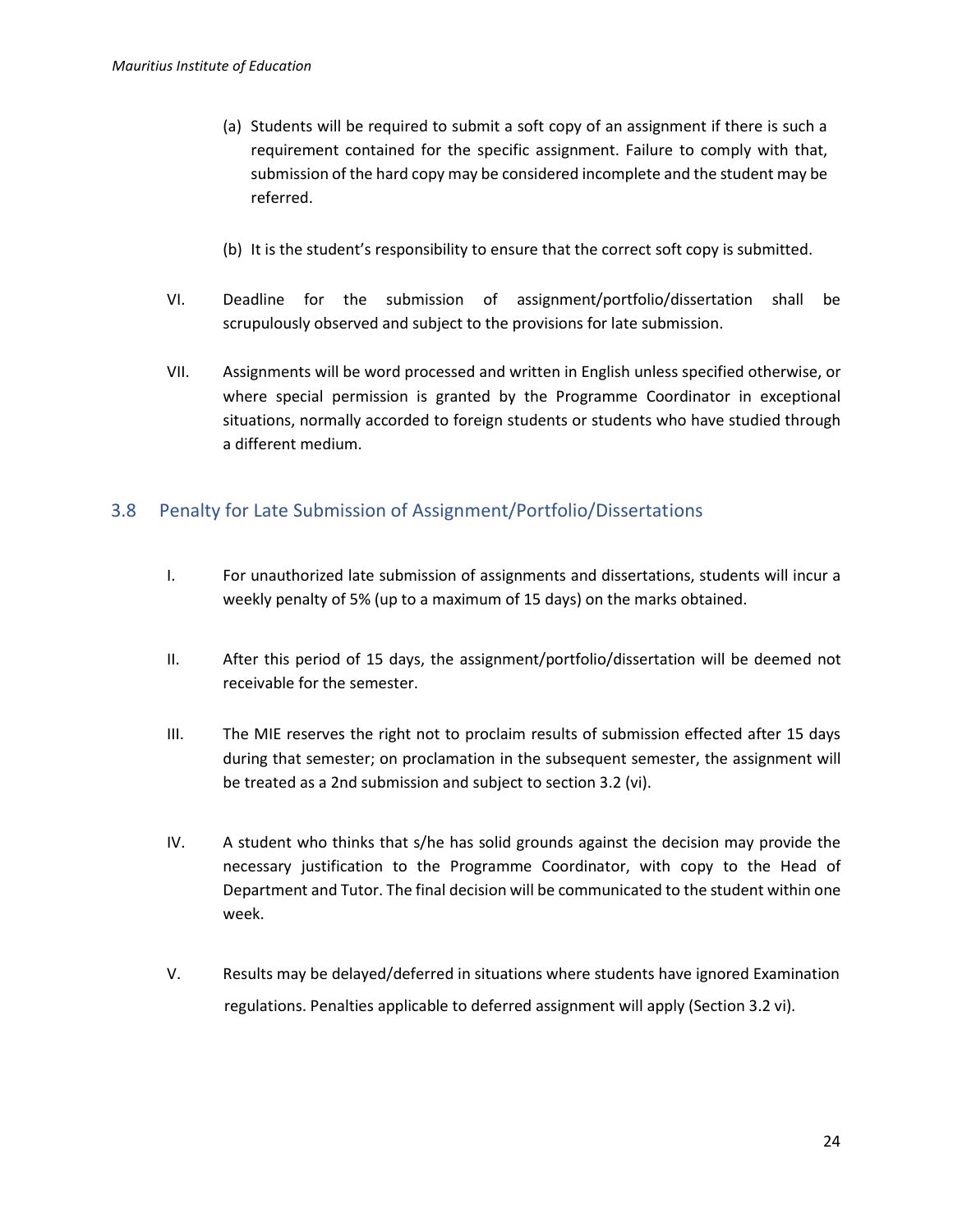(a) Students will be required to submit a soft copy of an assignment if there is such a requirement contained for the specific assignment. Failure to comply with that, submission of the hard copy may be considered incomplete and the student may be referred.

(b) It is the student's responsibility to ensure that the correct soft copy is submitted.

VI. Deadline for the submission of assignment/portfolio/dissertation shall be scrupulously observed and subject to the provisions for late submission.

VII. Assignments will be word processed and written in English unless specified otherwise, or where special permission is granted by the Programme Coordinator in exceptional situations, normally accorded to foreign students or students who have studied through a different medium.

## 3.8 Penalty for Late Submission of Assignment/Portfolio/Dissertations

I. For unauthorized late submission of assignments and dissertations, students will incur a weekly penalty of 5% (up to a maximum of 15 days) on the marks obtained.

II. After this period of 15 days, the assignment/portfolio/dissertation will be deemed not receivable for the semester.

III. The MIE reserves the right not to proclaim results of submission effected after 15 days during that semester; on proclamation in the subsequent semester, the assignment will be treated as a 2nd submission and subject to section 3.2 (vi).

IV. A student who thinks that s/he has solid grounds against the decision may provide the necessary justification to the Programme Coordinator, with copy to the Head of Department and Tutor. The final decision will be communicated to the student within one week.

V. Results may be delayed/deferred in situations where students have ignored Examination regulations. Penalties applicable to deferred assignment will apply (Section 3.2 vi).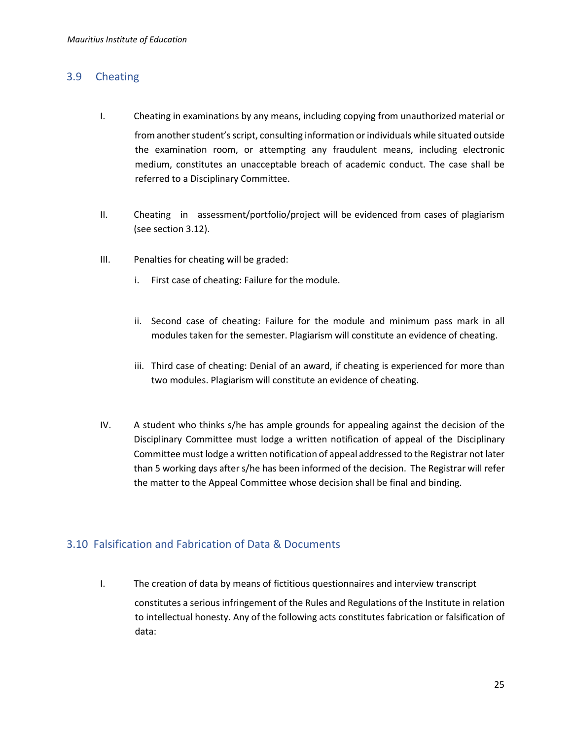## 3.9 Cheating

I. Cheating in examinations by any means, including copying from unauthorized material or from another student's script, consulting information or individuals while situated outside the examination room, or attempting any fraudulent means, including electronic medium, constitutes an unacceptable breach of academic conduct. The case shall be referred to a Disciplinary Committee.

II. Cheating in assessment/portfolio/project will be evidenced from cases of plagiarism (see section 3.12).

III. Penalties for cheating will be graded:

  i. First case of cheating: Failure for the module.

  ii. Second case of cheating: Failure for the module and minimum pass mark in all modules taken for the semester. Plagiarism will constitute an evidence of cheating.

  iii. Third case of cheating: Denial of an award, if cheating is experienced for more than two modules. Plagiarism will constitute an evidence of cheating.

IV. A student who thinks s/he has ample grounds for appealing against the decision of the Disciplinary Committee must lodge a written notification of appeal of the Disciplinary Committee must lodge a written notification of appeal addressed to the Registrar not later than 5 working days after s/he has been informed of the decision. The Registrar will refer the matter to the Appeal Committee whose decision shall be final and binding.

## 3.10 Falsification and Fabrication of Data & Documents

I. The creation of data by means of fictitious questionnaires and interview transcript constitutes a serious infringement of the Rules and Regulations of the Institute in relation to intellectual honesty. Any of the following acts constitutes fabrication or falsification of data: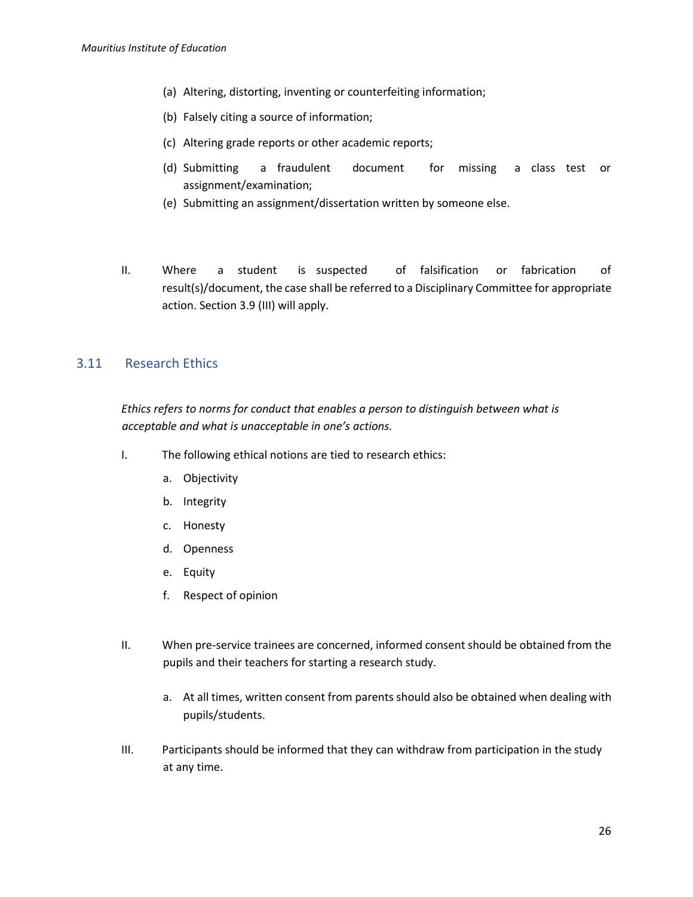(a) Altering, distorting, inventing or counterfeiting information;

(b) Falsely citing a source of information;

(c) Altering grade reports or other academic reports;

(d) Submitting a fraudulent document for missing a class test or assignment/examination;

(e) Submitting an assignment/dissertation written by someone else.

II. Where a student is suspected of falsification or fabrication of result(s)/document, the case shall be referred to a Disciplinary Committee for appropriate action. Section 3.9 (III) will apply.

## 3.11 Research Ethics

*Ethics refers to norms for conduct that enables a person to distinguish between what is acceptable and what is unacceptable in one's actions.*

I. The following ethical notions are tied to research ethics:

a. Objectivity

b. Integrity

c. Honesty

d. Openness

e. Equity

f. Respect of opinion

II. When pre-service trainees are concerned, informed consent should be obtained from the pupils and their teachers for starting a research study.

a. At all times, written consent from parents should also be obtained when dealing with pupils/students.

III. Participants should be informed that they can withdraw from participation in the study at any time.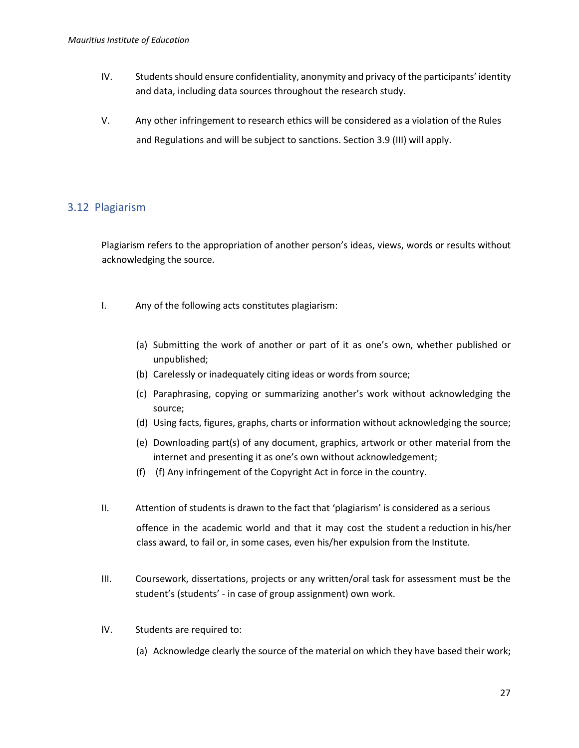IV. Students should ensure confidentiality, anonymity and privacy of the participants' identity and data, including data sources throughout the research study.

V. Any other infringement to research ethics will be considered as a violation of the Rules and Regulations and will be subject to sanctions. Section 3.9 (III) will apply.

## 3.12 Plagiarism

Plagiarism refers to the appropriation of another person's ideas, views, words or results without acknowledging the source.

I. Any of the following acts constitutes plagiarism:

(a) Submitting the work of another or part of it as one's own, whether published or unpublished;
(b) Carelessly or inadequately citing ideas or words from source;
(c) Paraphrasing, copying or summarizing another's work without acknowledging the source;
(d) Using facts, figures, graphs, charts or information without acknowledging the source;
(e) Downloading part(s) of any document, graphics, artwork or other material from the internet and presenting it as one's own without acknowledgement;
(f) (f) Any infringement of the Copyright Act in force in the country.

II. Attention of students is drawn to the fact that 'plagiarism' is considered as a serious offence in the academic world and that it may cost the student a reduction in his/her class award, to fail or, in some cases, even his/her expulsion from the Institute.

III. Coursework, dissertations, projects or any written/oral task for assessment must be the student's (students' - in case of group assignment) own work.

IV. Students are required to:

(a) Acknowledge clearly the source of the material on which they have based their work;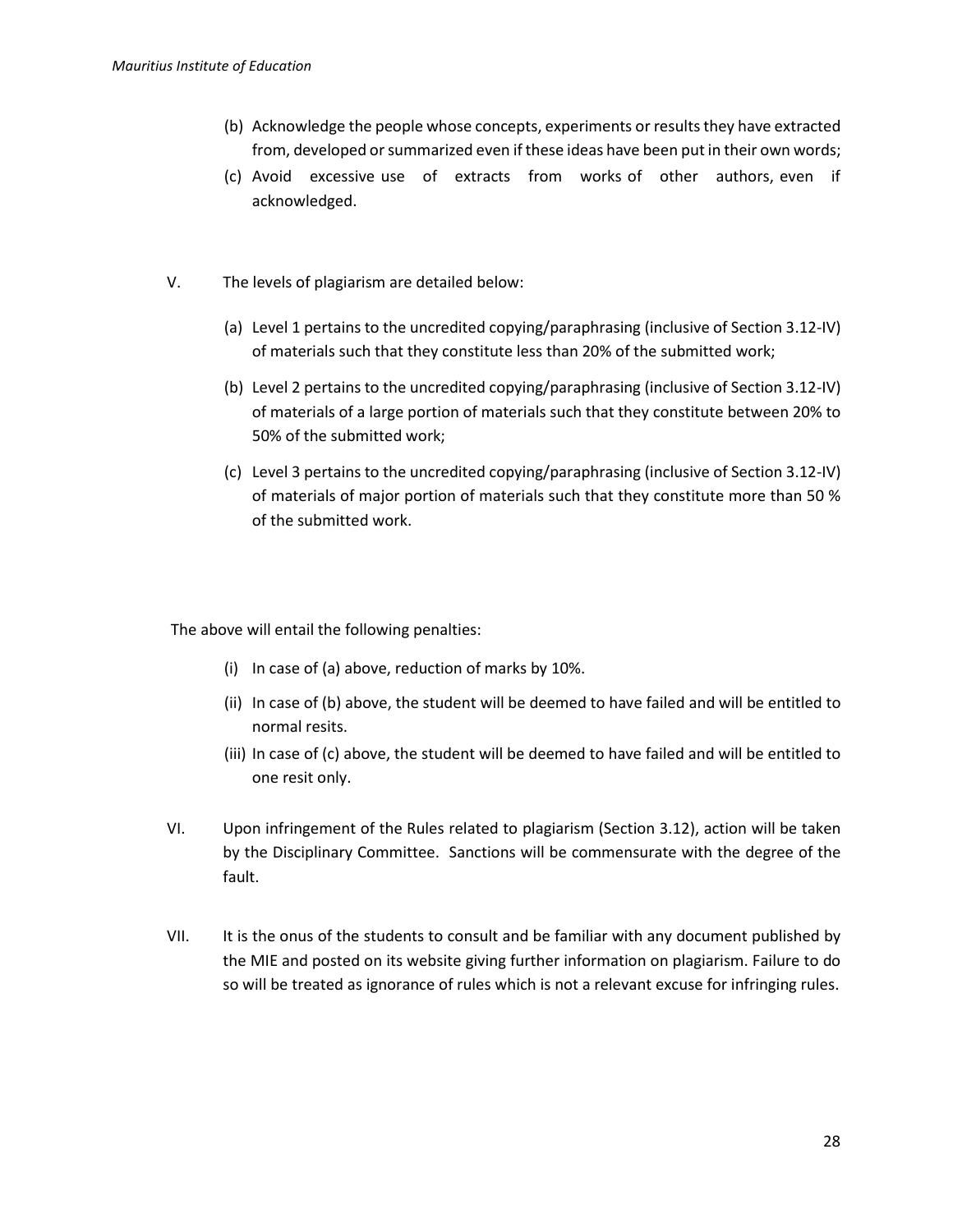(b) Acknowledge the people whose concepts, experiments or results they have extracted from, developed or summarized even if these ideas have been put in their own words;

(c) Avoid excessive use of extracts from works of other authors, even if acknowledged.

V. The levels of plagiarism are detailed below:

(a) Level 1 pertains to the uncredited copying/paraphrasing (inclusive of Section 3.12-IV) of materials such that they constitute less than 20% of the submitted work;

(b) Level 2 pertains to the uncredited copying/paraphrasing (inclusive of Section 3.12-IV) of materials of a large portion of materials such that they constitute between 20% to 50% of the submitted work;

(c) Level 3 pertains to the uncredited copying/paraphrasing (inclusive of Section 3.12-IV) of materials of major portion of materials such that they constitute more than 50 % of the submitted work.

The above will entail the following penalties:

(i) In case of (a) above, reduction of marks by 10%.

(ii) In case of (b) above, the student will be deemed to have failed and will be entitled to normal resits.

(iii) In case of (c) above, the student will be deemed to have failed and will be entitled to one resit only.

VI. Upon infringement of the Rules related to plagiarism (Section 3.12), action will be taken by the Disciplinary Committee. Sanctions will be commensurate with the degree of the fault.

VII. It is the onus of the students to consult and be familiar with any document published by the MIE and posted on its website giving further information on plagiarism. Failure to do so will be treated as ignorance of rules which is not a relevant excuse for infringing rules.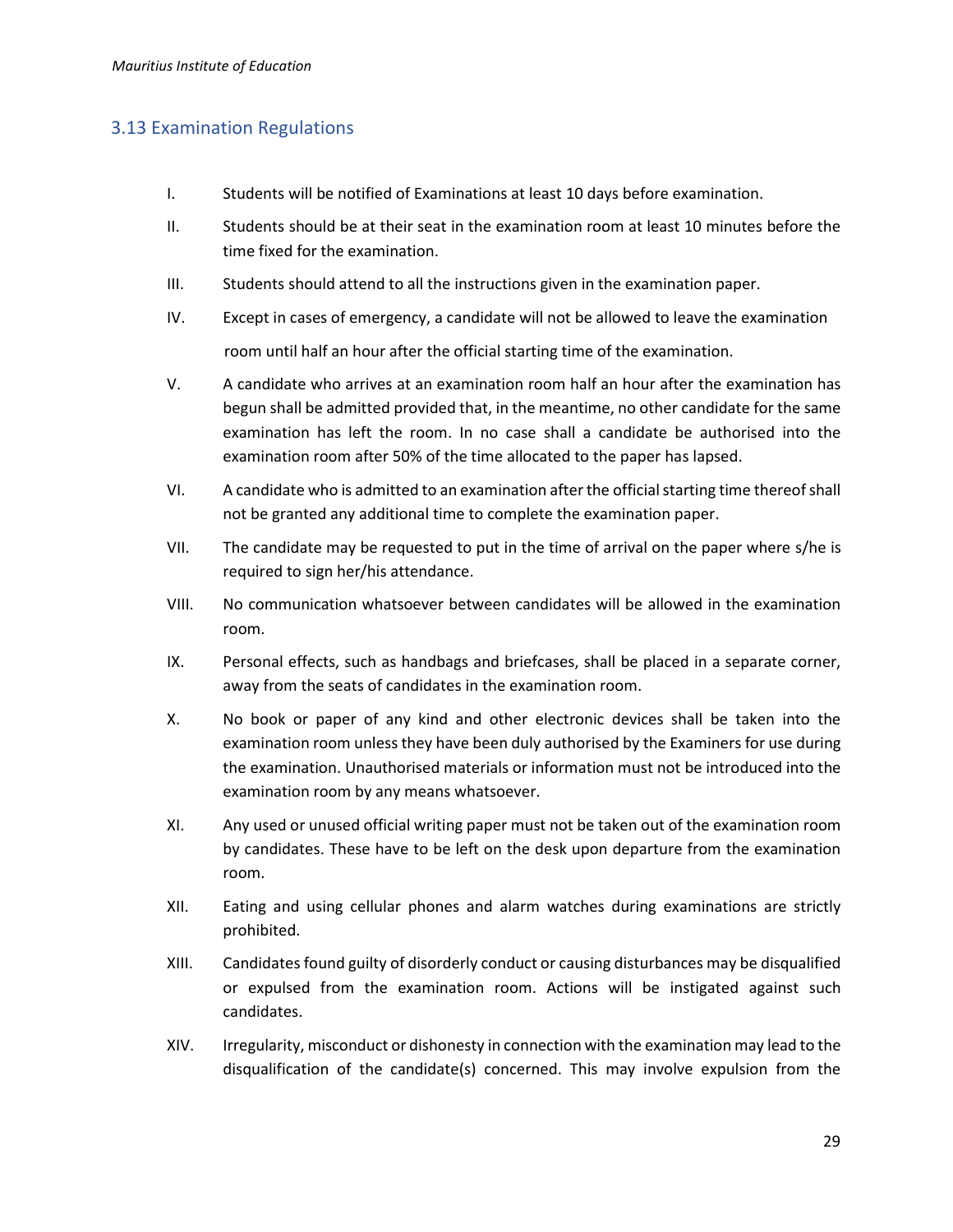## 3.13 Examination Regulations

I. Students will be notified of Examinations at least 10 days before examination.

II. Students should be at their seat in the examination room at least 10 minutes before the time fixed for the examination.

III. Students should attend to all the instructions given in the examination paper.

IV. Except in cases of emergency, a candidate will not be allowed to leave the examination room until half an hour after the official starting time of the examination.

V. A candidate who arrives at an examination room half an hour after the examination has begun shall be admitted provided that, in the meantime, no other candidate for the same examination has left the room. In no case shall a candidate be authorised into the examination room after 50% of the time allocated to the paper has lapsed.

VI. A candidate who is admitted to an examination after the official starting time thereof shall not be granted any additional time to complete the examination paper.

VII. The candidate may be requested to put in the time of arrival on the paper where s/he is required to sign her/his attendance.

VIII. No communication whatsoever between candidates will be allowed in the examination room.

IX. Personal effects, such as handbags and briefcases, shall be placed in a separate corner, away from the seats of candidates in the examination room.

X. No book or paper of any kind and other electronic devices shall be taken into the examination room unless they have been duly authorised by the Examiners for use during the examination. Unauthorised materials or information must not be introduced into the examination room by any means whatsoever.

XI. Any used or unused official writing paper must not be taken out of the examination room by candidates. These have to be left on the desk upon departure from the examination room.

XII. Eating and using cellular phones and alarm watches during examinations are strictly prohibited.

XIII. Candidates found guilty of disorderly conduct or causing disturbances may be disqualified or expulsed from the examination room. Actions will be instigated against such candidates.

XIV. Irregularity, misconduct or dishonesty in connection with the examination may lead to the disqualification of the candidate(s) concerned. This may involve expulsion from the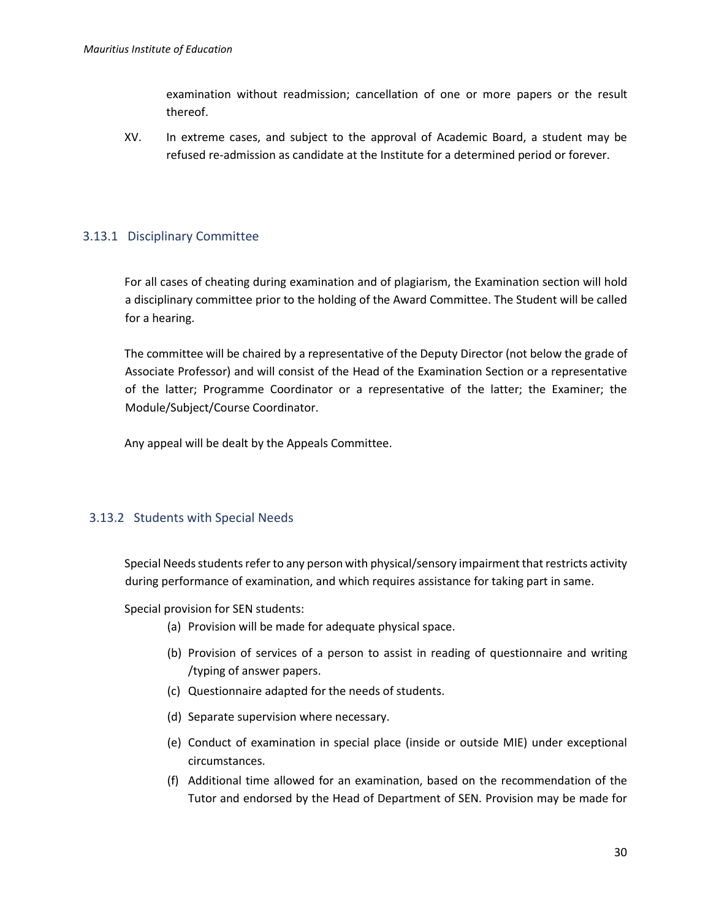examination without readmission; cancellation of one or more papers or the result thereof.

XV. In extreme cases, and subject to the approval of Academic Board, a student may be refused re-admission as candidate at the Institute for a determined period or forever.

### 3.13.1 Disciplinary Committee

For all cases of cheating during examination and of plagiarism, the Examination section will hold a disciplinary committee prior to the holding of the Award Committee. The Student will be called for a hearing.

The committee will be chaired by a representative of the Deputy Director (not below the grade of Associate Professor) and will consist of the Head of the Examination Section or a representative of the latter; Programme Coordinator or a representative of the latter; the Examiner; the Module/Subject/Course Coordinator.

Any appeal will be dealt by the Appeals Committee.

### 3.13.2 Students with Special Needs

Special Needs students refer to any person with physical/sensory impairment that restricts activity during performance of examination, and which requires assistance for taking part in same.

Special provision for SEN students:

(a) Provision will be made for adequate physical space.

(b) Provision of services of a person to assist in reading of questionnaire and writing /typing of answer papers.

(c) Questionnaire adapted for the needs of students.

(d) Separate supervision where necessary.

(e) Conduct of examination in special place (inside or outside MIE) under exceptional circumstances.

(f) Additional time allowed for an examination, based on the recommendation of the Tutor and endorsed by the Head of Department of SEN. Provision may be made for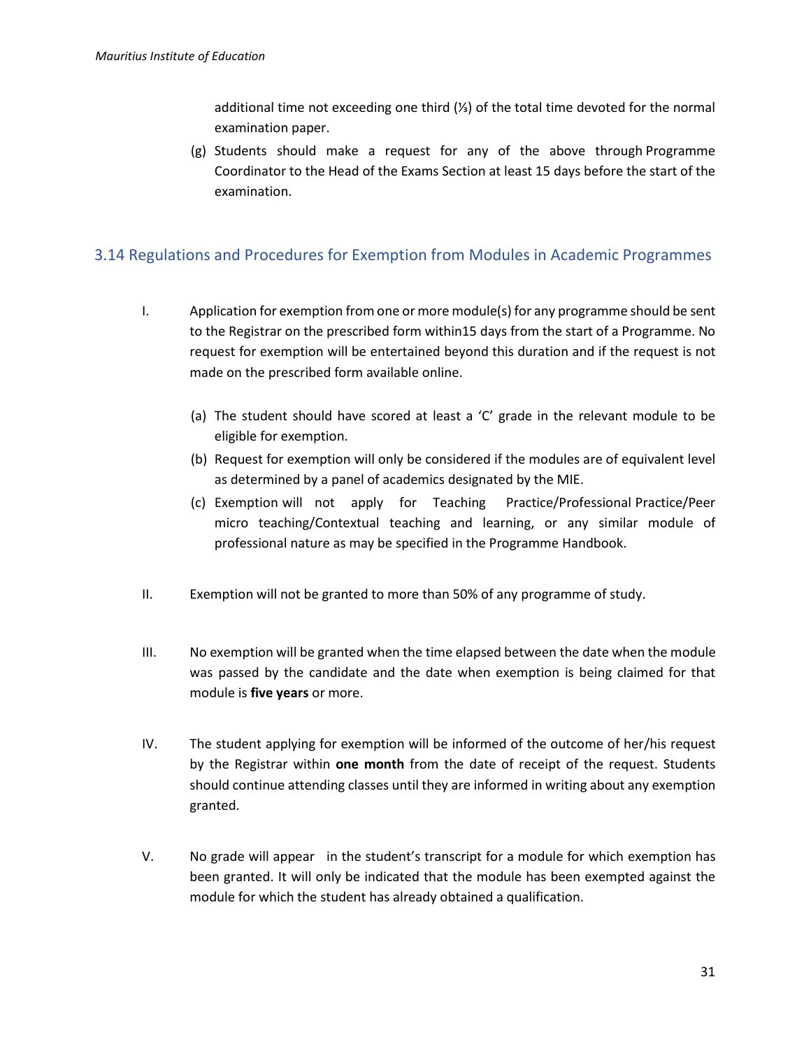additional time not exceeding one third (⅓) of the total time devoted for the normal examination paper.

(g) Students should make a request for any of the above through Programme Coordinator to the Head of the Exams Section at least 15 days before the start of the examination.

## 3.14 Regulations and Procedures for Exemption from Modules in Academic Programmes

I. Application for exemption from one or more module(s) for any programme should be sent to the Registrar on the prescribed form within15 days from the start of a Programme. No request for exemption will be entertained beyond this duration and if the request is not made on the prescribed form available online.

   (a) The student should have scored at least a 'C' grade in the relevant module to be eligible for exemption.
   (b) Request for exemption will only be considered if the modules are of equivalent level as determined by a panel of academics designated by the MIE.
   (c) Exemption will not apply for Teaching Practice/Professional Practice/Peer micro teaching/Contextual teaching and learning, or any similar module of professional nature as may be specified in the Programme Handbook.

II. Exemption will not be granted to more than 50% of any programme of study.

III. No exemption will be granted when the time elapsed between the date when the module was passed by the candidate and the date when exemption is being claimed for that module is **five years** or more.

IV. The student applying for exemption will be informed of the outcome of her/his request by the Registrar within **one month** from the date of receipt of the request. Students should continue attending classes until they are informed in writing about any exemption granted.

V. No grade will appear in the student's transcript for a module for which exemption has been granted. It will only be indicated that the module has been exempted against the module for which the student has already obtained a qualification.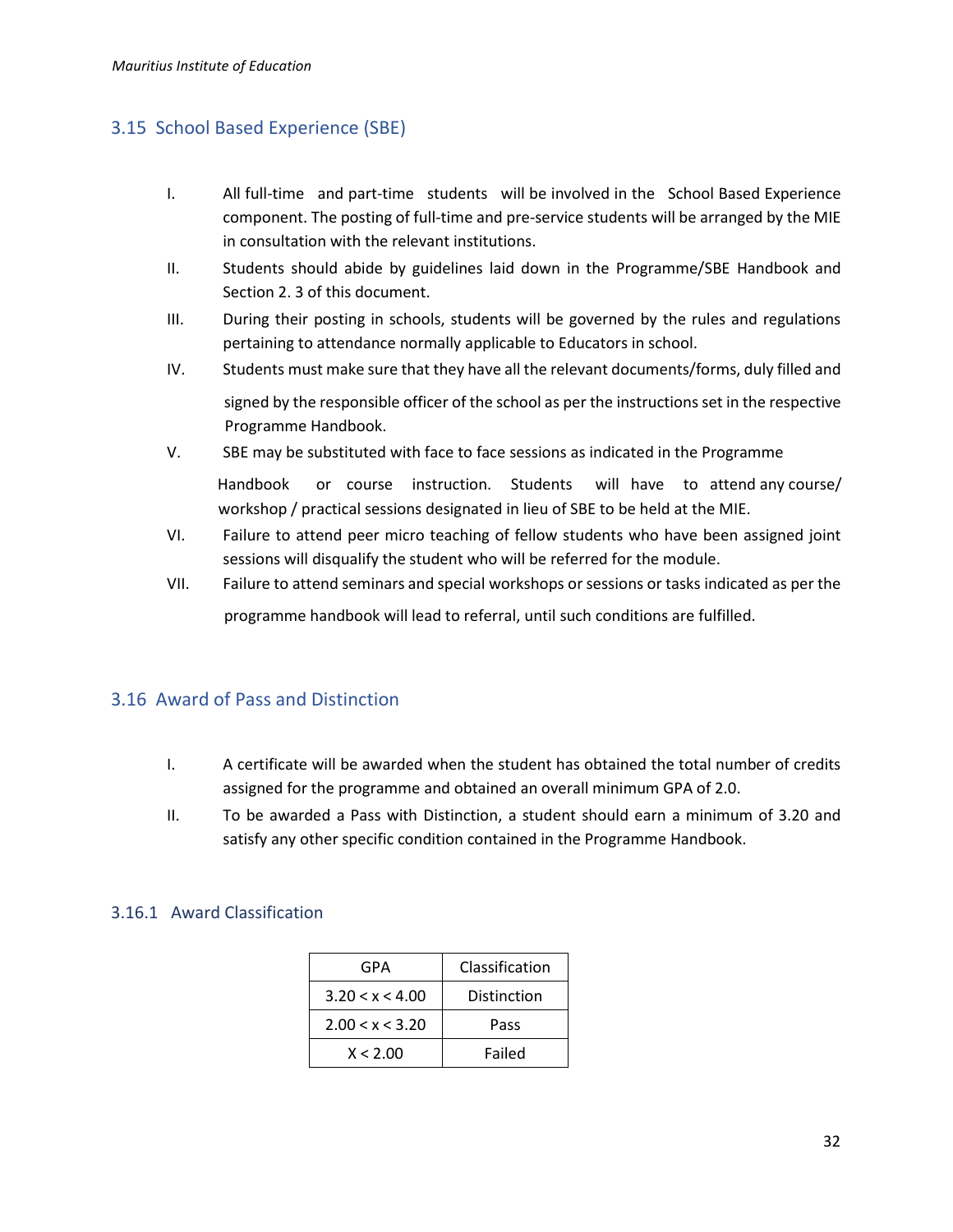## 3.15 School Based Experience (SBE)

I. All full-time and part-time students will be involved in the School Based Experience component. The posting of full-time and pre-service students will be arranged by the MIE in consultation with the relevant institutions.

II. Students should abide by guidelines laid down in the Programme/SBE Handbook and Section 2. 3 of this document.

III. During their posting in schools, students will be governed by the rules and regulations pertaining to attendance normally applicable to Educators in school.

IV. Students must make sure that they have all the relevant documents/forms, duly filled and signed by the responsible officer of the school as per the instructions set in the respective Programme Handbook.

V. SBE may be substituted with face to face sessions as indicated in the Programme Handbook or course instruction. Students will have to attend any course/ workshop / practical sessions designated in lieu of SBE to be held at the MIE.

VI. Failure to attend peer micro teaching of fellow students who have been assigned joint sessions will disqualify the student who will be referred for the module.

VII. Failure to attend seminars and special workshops or sessions or tasks indicated as per the programme handbook will lead to referral, until such conditions are fulfilled.

## 3.16 Award of Pass and Distinction

I. A certificate will be awarded when the student has obtained the total number of credits assigned for the programme and obtained an overall minimum GPA of 2.0.

II. To be awarded a Pass with Distinction, a student should earn a minimum of 3.20 and satisfy any other specific condition contained in the Programme Handbook.

### 3.16.1 Award Classification

| GPA | Classification |
|---|---|
| $3.20 < x < 4.00$ | Distinction |
| $2.00 < x < 3.20$ | Pass |
| $X < 2.00$ | Failed |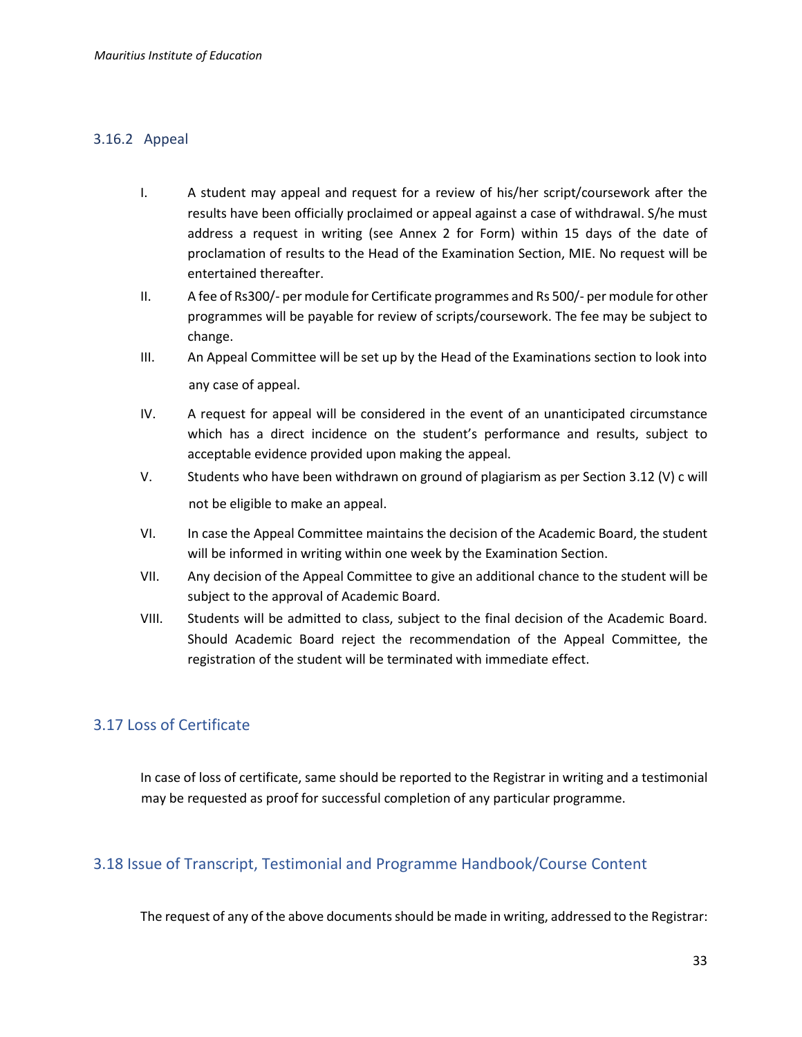### 3.16.2 Appeal

I. A student may appeal and request for a review of his/her script/coursework after the results have been officially proclaimed or appeal against a case of withdrawal. S/he must address a request in writing (see Annex 2 for Form) within 15 days of the date of proclamation of results to the Head of the Examination Section, MIE. No request will be entertained thereafter.

II. A fee of Rs300/- per module for Certificate programmes and Rs 500/- per module for other programmes will be payable for review of scripts/coursework. The fee may be subject to change.

III. An Appeal Committee will be set up by the Head of the Examinations section to look into any case of appeal.

IV. A request for appeal will be considered in the event of an unanticipated circumstance which has a direct incidence on the student's performance and results, subject to acceptable evidence provided upon making the appeal.

V. Students who have been withdrawn on ground of plagiarism as per Section 3.12 (V) c will not be eligible to make an appeal.

VI. In case the Appeal Committee maintains the decision of the Academic Board, the student will be informed in writing within one week by the Examination Section.

VII. Any decision of the Appeal Committee to give an additional chance to the student will be subject to the approval of Academic Board.

VIII. Students will be admitted to class, subject to the final decision of the Academic Board. Should Academic Board reject the recommendation of the Appeal Committee, the registration of the student will be terminated with immediate effect.

## 3.17 Loss of Certificate

In case of loss of certificate, same should be reported to the Registrar in writing and a testimonial may be requested as proof for successful completion of any particular programme.

## 3.18 Issue of Transcript, Testimonial and Programme Handbook/Course Content

The request of any of the above documents should be made in writing, addressed to the Registrar: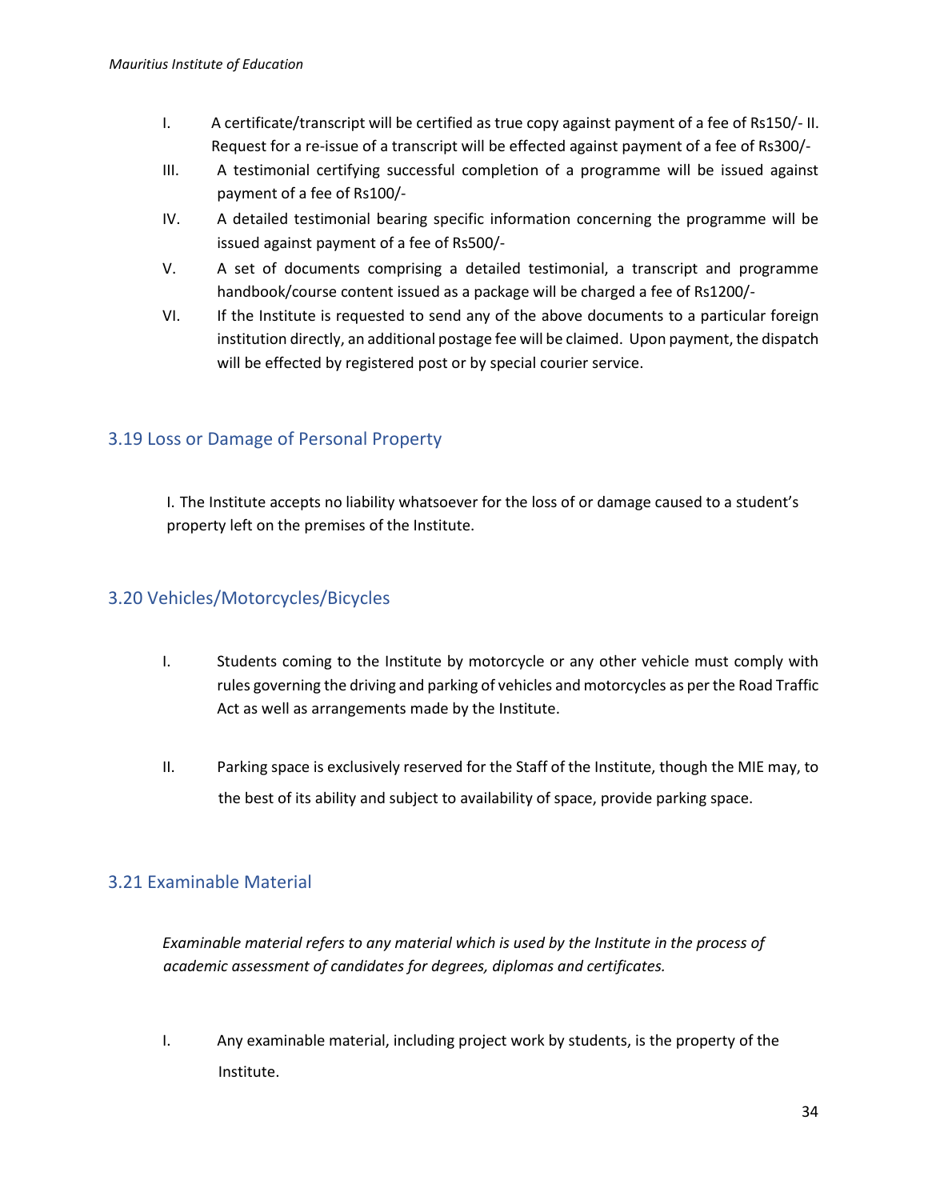I. A certificate/transcript will be certified as true copy against payment of a fee of Rs150/- II. Request for a re-issue of a transcript will be effected against payment of a fee of Rs300/-

III. A testimonial certifying successful completion of a programme will be issued against payment of a fee of Rs100/-

IV. A detailed testimonial bearing specific information concerning the programme will be issued against payment of a fee of Rs500/-

V. A set of documents comprising a detailed testimonial, a transcript and programme handbook/course content issued as a package will be charged a fee of Rs1200/-

VI. If the Institute is requested to send any of the above documents to a particular foreign institution directly, an additional postage fee will be claimed. Upon payment, the dispatch will be effected by registered post or by special courier service.

## 3.19 Loss or Damage of Personal Property

I. The Institute accepts no liability whatsoever for the loss of or damage caused to a student's property left on the premises of the Institute.

## 3.20 Vehicles/Motorcycles/Bicycles

I. Students coming to the Institute by motorcycle or any other vehicle must comply with rules governing the driving and parking of vehicles and motorcycles as per the Road Traffic Act as well as arrangements made by the Institute.

II. Parking space is exclusively reserved for the Staff of the Institute, though the MIE may, to the best of its ability and subject to availability of space, provide parking space.

## 3.21 Examinable Material

*Examinable material refers to any material which is used by the Institute in the process of academic assessment of candidates for degrees, diplomas and certificates.*

I. Any examinable material, including project work by students, is the property of the Institute.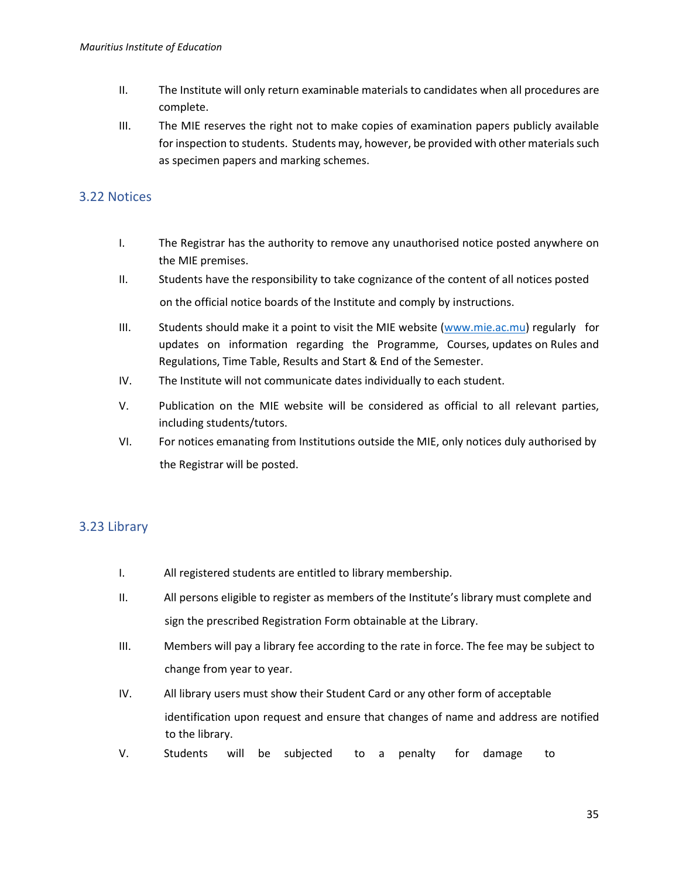II. The Institute will only return examinable materials to candidates when all procedures are complete.

III. The MIE reserves the right not to make copies of examination papers publicly available for inspection to students. Students may, however, be provided with other materials such as specimen papers and marking schemes.

## 3.22 Notices

I. The Registrar has the authority to remove any unauthorised notice posted anywhere on the MIE premises.

II. Students have the responsibility to take cognizance of the content of all notices posted on the official notice boards of the Institute and comply by instructions.

III. Students should make it a point to visit the MIE website ([www.mie.ac.mu](http://www.mie.ac.mu)) regularly for updates on information regarding the Programme, Courses, updates on Rules and Regulations, Time Table, Results and Start & End of the Semester.

IV. The Institute will not communicate dates individually to each student.

V. Publication on the MIE website will be considered as official to all relevant parties, including students/tutors.

VI. For notices emanating from Institutions outside the MIE, only notices duly authorised by the Registrar will be posted.

## 3.23 Library

I. All registered students are entitled to library membership.

II. All persons eligible to register as members of the Institute's library must complete and sign the prescribed Registration Form obtainable at the Library.

III. Members will pay a library fee according to the rate in force. The fee may be subject to change from year to year.

IV. All library users must show their Student Card or any other form of acceptable identification upon request and ensure that changes of name and address are notified to the library.

V. Students will be subjected to a penalty for damage to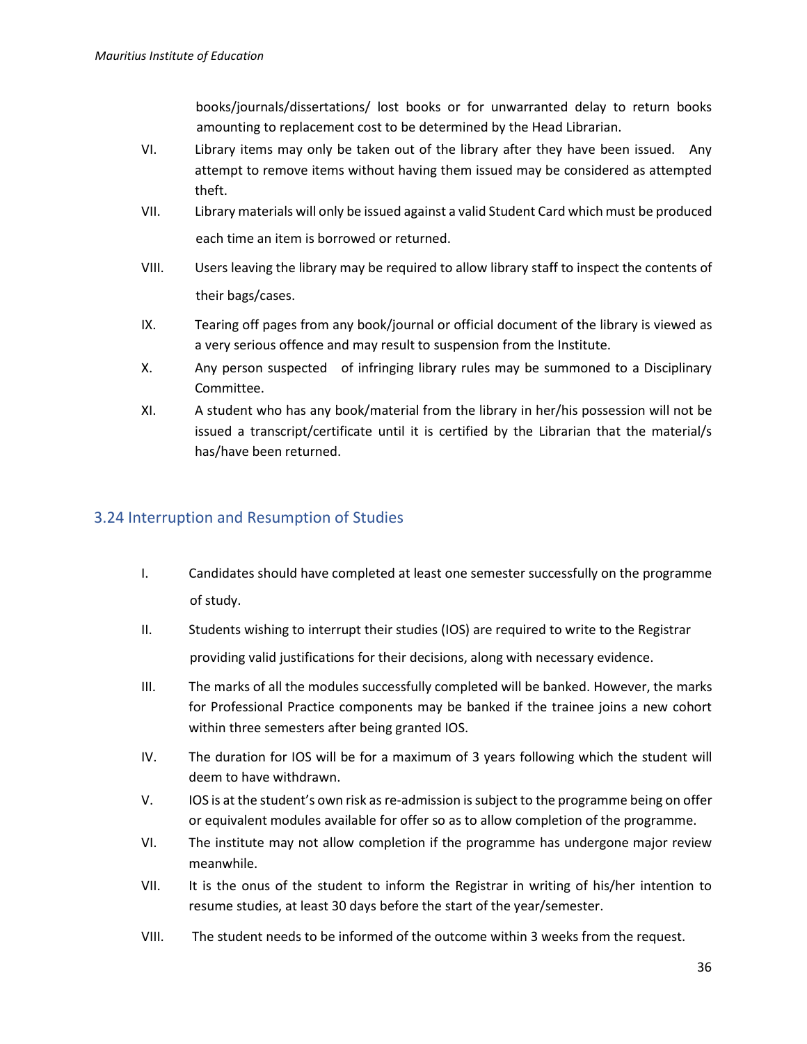books/journals/dissertations/ lost books or for unwarranted delay to return books amounting to replacement cost to be determined by the Head Librarian.

VI. Library items may only be taken out of the library after they have been issued. Any attempt to remove items without having them issued may be considered as attempted theft.

VII. Library materials will only be issued against a valid Student Card which must be produced each time an item is borrowed or returned.

VIII. Users leaving the library may be required to allow library staff to inspect the contents of their bags/cases.

IX. Tearing off pages from any book/journal or official document of the library is viewed as a very serious offence and may result to suspension from the Institute.

X. Any person suspected of infringing library rules may be summoned to a Disciplinary Committee.

XI. A student who has any book/material from the library in her/his possession will not be issued a transcript/certificate until it is certified by the Librarian that the material/s has/have been returned.

## 3.24 Interruption and Resumption of Studies

I. Candidates should have completed at least one semester successfully on the programme of study.

II. Students wishing to interrupt their studies (IOS) are required to write to the Registrar providing valid justifications for their decisions, along with necessary evidence.

III. The marks of all the modules successfully completed will be banked. However, the marks for Professional Practice components may be banked if the trainee joins a new cohort within three semesters after being granted IOS.

IV. The duration for IOS will be for a maximum of 3 years following which the student will deem to have withdrawn.

V. IOS is at the student's own risk as re-admission is subject to the programme being on offer or equivalent modules available for offer so as to allow completion of the programme.

VI. The institute may not allow completion if the programme has undergone major review meanwhile.

VII. It is the onus of the student to inform the Registrar in writing of his/her intention to resume studies, at least 30 days before the start of the year/semester.

VIII. The student needs to be informed of the outcome within 3 weeks from the request.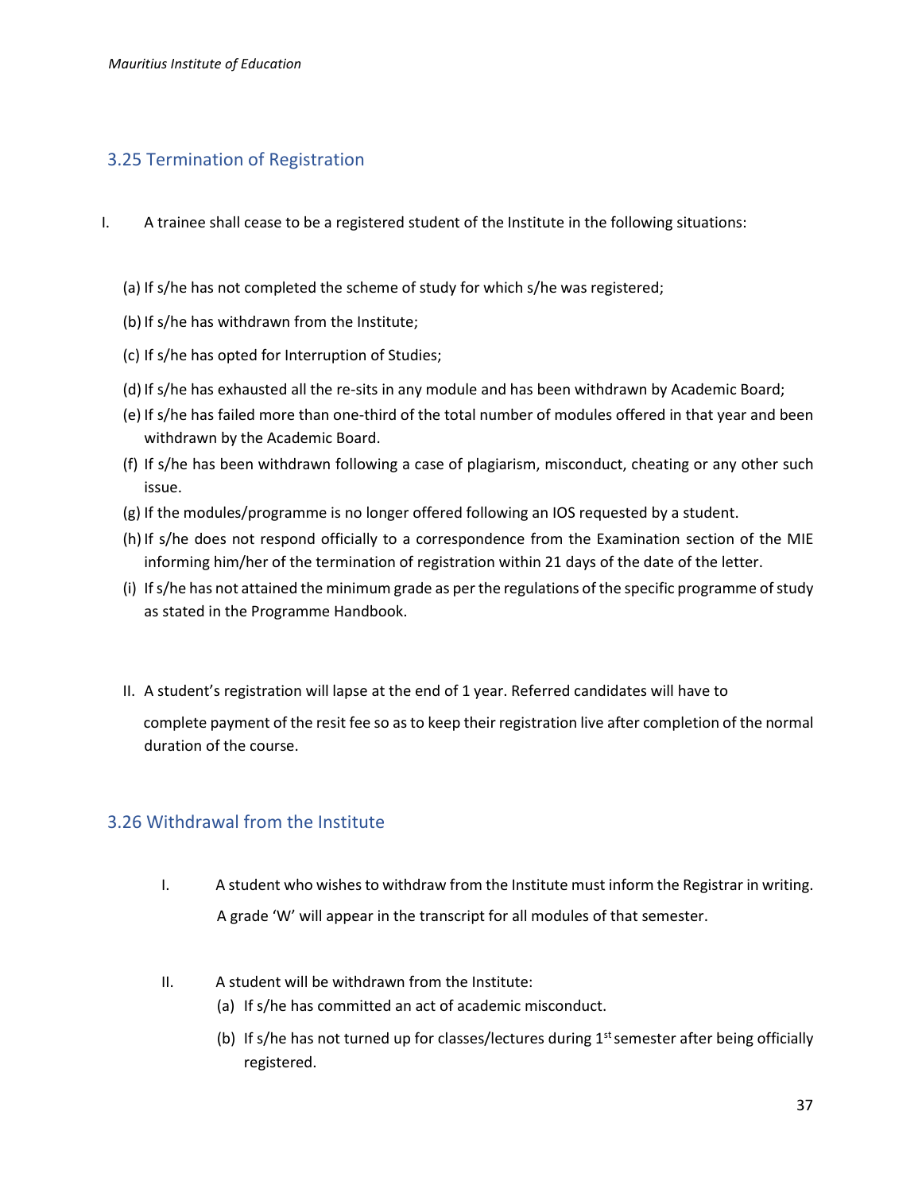## 3.25 Termination of Registration

I. A trainee shall cease to be a registered student of the Institute in the following situations:

(a) If s/he has not completed the scheme of study for which s/he was registered;

(b) If s/he has withdrawn from the Institute;

(c) If s/he has opted for Interruption of Studies;

(d) If s/he has exhausted all the re-sits in any module and has been withdrawn by Academic Board;

(e) If s/he has failed more than one-third of the total number of modules offered in that year and been withdrawn by the Academic Board.

(f) If s/he has been withdrawn following a case of plagiarism, misconduct, cheating or any other such issue.

(g) If the modules/programme is no longer offered following an IOS requested by a student.

(h) If s/he does not respond officially to a correspondence from the Examination section of the MIE informing him/her of the termination of registration within 21 days of the date of the letter.

(i) If s/he has not attained the minimum grade as per the regulations of the specific programme of study as stated in the Programme Handbook.

II. A student's registration will lapse at the end of 1 year. Referred candidates will have to complete payment of the resit fee so as to keep their registration live after completion of the normal duration of the course.

## 3.26 Withdrawal from the Institute

I. A student who wishes to withdraw from the Institute must inform the Registrar in writing. A grade 'W' will appear in the transcript for all modules of that semester.

II. A student will be withdrawn from the Institute:

(a) If s/he has committed an act of academic misconduct.

(b) If s/he has not turned up for classes/lectures during 1st semester after being officially registered.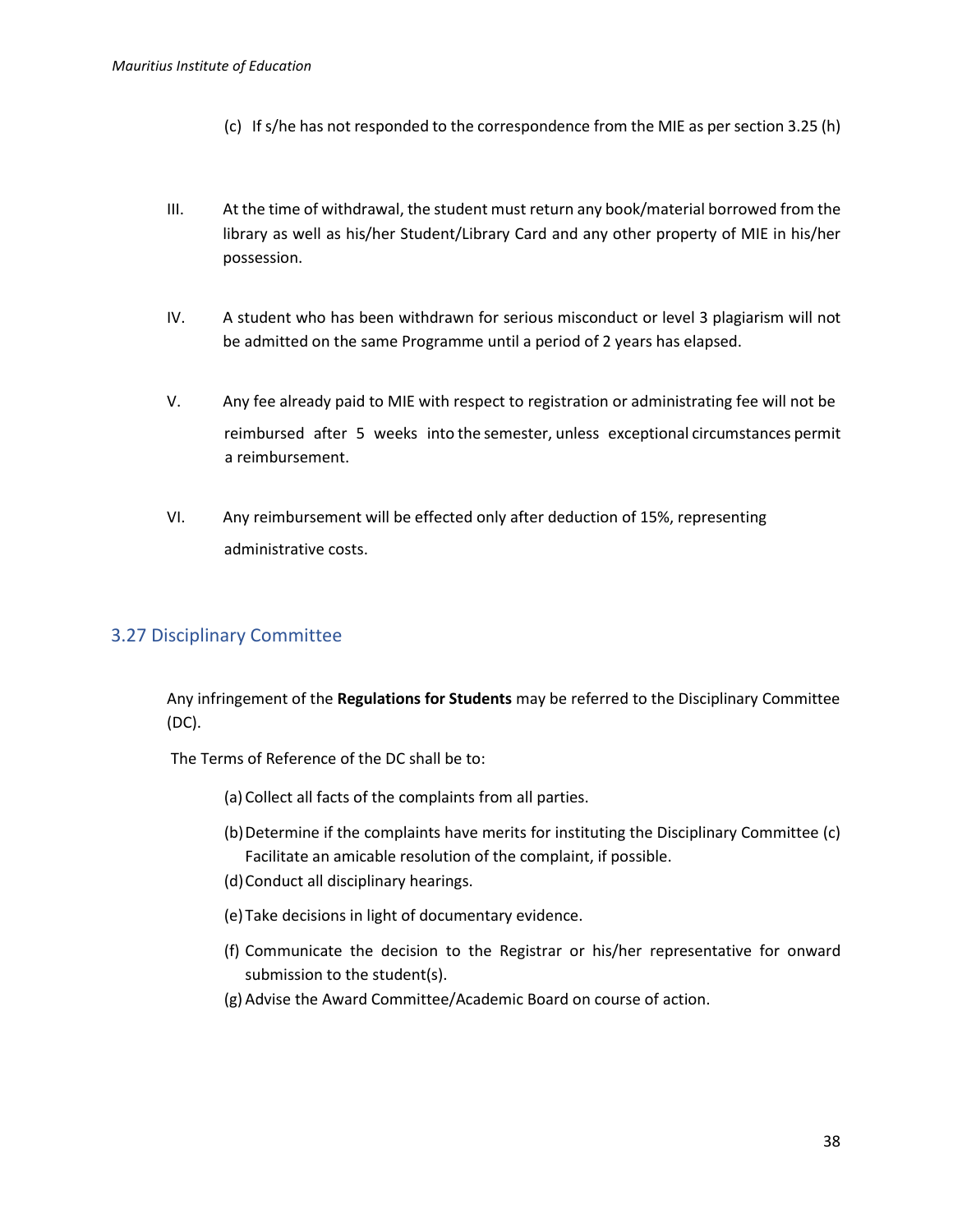(c) If s/he has not responded to the correspondence from the MIE as per section 3.25 (h)

III. At the time of withdrawal, the student must return any book/material borrowed from the library as well as his/her Student/Library Card and any other property of MIE in his/her possession.

IV. A student who has been withdrawn for serious misconduct or level 3 plagiarism will not be admitted on the same Programme until a period of 2 years has elapsed.

V. Any fee already paid to MIE with respect to registration or administrating fee will not be reimbursed after 5 weeks into the semester, unless exceptional circumstances permit a reimbursement.

VI. Any reimbursement will be effected only after deduction of 15%, representing administrative costs.

## 3.27 Disciplinary Committee

Any infringement of the **Regulations for Students** may be referred to the Disciplinary Committee (DC).

The Terms of Reference of the DC shall be to:

(a) Collect all facts of the complaints from all parties.

(b) Determine if the complaints have merits for instituting the Disciplinary Committee (c) Facilitate an amicable resolution of the complaint, if possible.

(d) Conduct all disciplinary hearings.

(e) Take decisions in light of documentary evidence.

(f) Communicate the decision to the Registrar or his/her representative for onward submission to the student(s).

(g) Advise the Award Committee/Academic Board on course of action.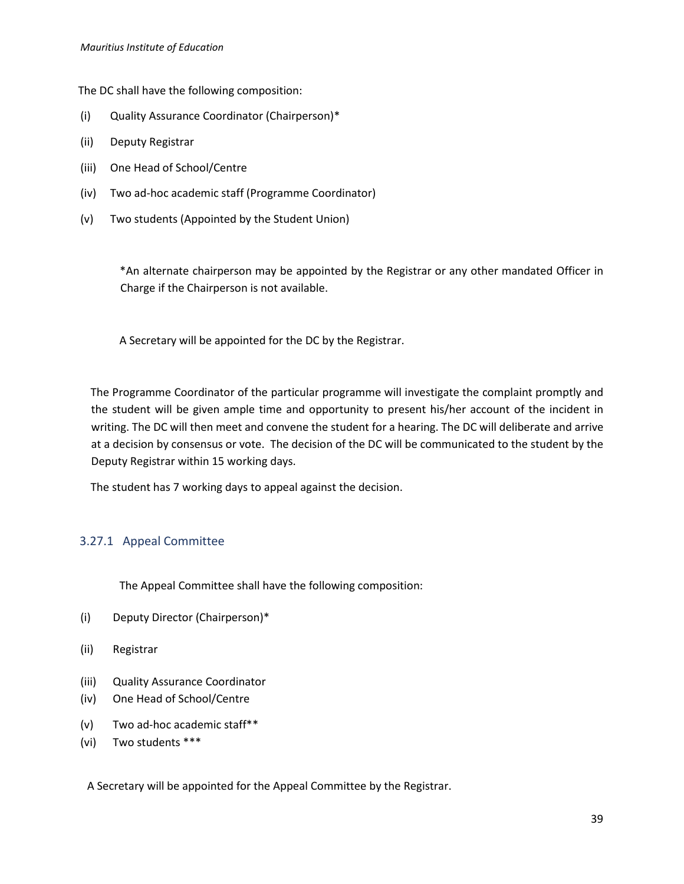The DC shall have the following composition:

(i) Quality Assurance Coordinator (Chairperson)*

(ii) Deputy Registrar

(iii) One Head of School/Centre

(iv) Two ad-hoc academic staff (Programme Coordinator)

(v) Two students (Appointed by the Student Union)

*An alternate chairperson may be appointed by the Registrar or any other mandated Officer in Charge if the Chairperson is not available.

A Secretary will be appointed for the DC by the Registrar.

The Programme Coordinator of the particular programme will investigate the complaint promptly and the student will be given ample time and opportunity to present his/her account of the incident in writing. The DC will then meet and convene the student for a hearing. The DC will deliberate and arrive at a decision by consensus or vote. The decision of the DC will be communicated to the student by the Deputy Registrar within 15 working days.

The student has 7 working days to appeal against the decision.

### 3.27.1 Appeal Committee

The Appeal Committee shall have the following composition:

(i) Deputy Director (Chairperson)*

(ii) Registrar

(iii) Quality Assurance Coordinator

(iv) One Head of School/Centre

(v) Two ad-hoc academic staff**

(vi) Two students ***

A Secretary will be appointed for the Appeal Committee by the Registrar.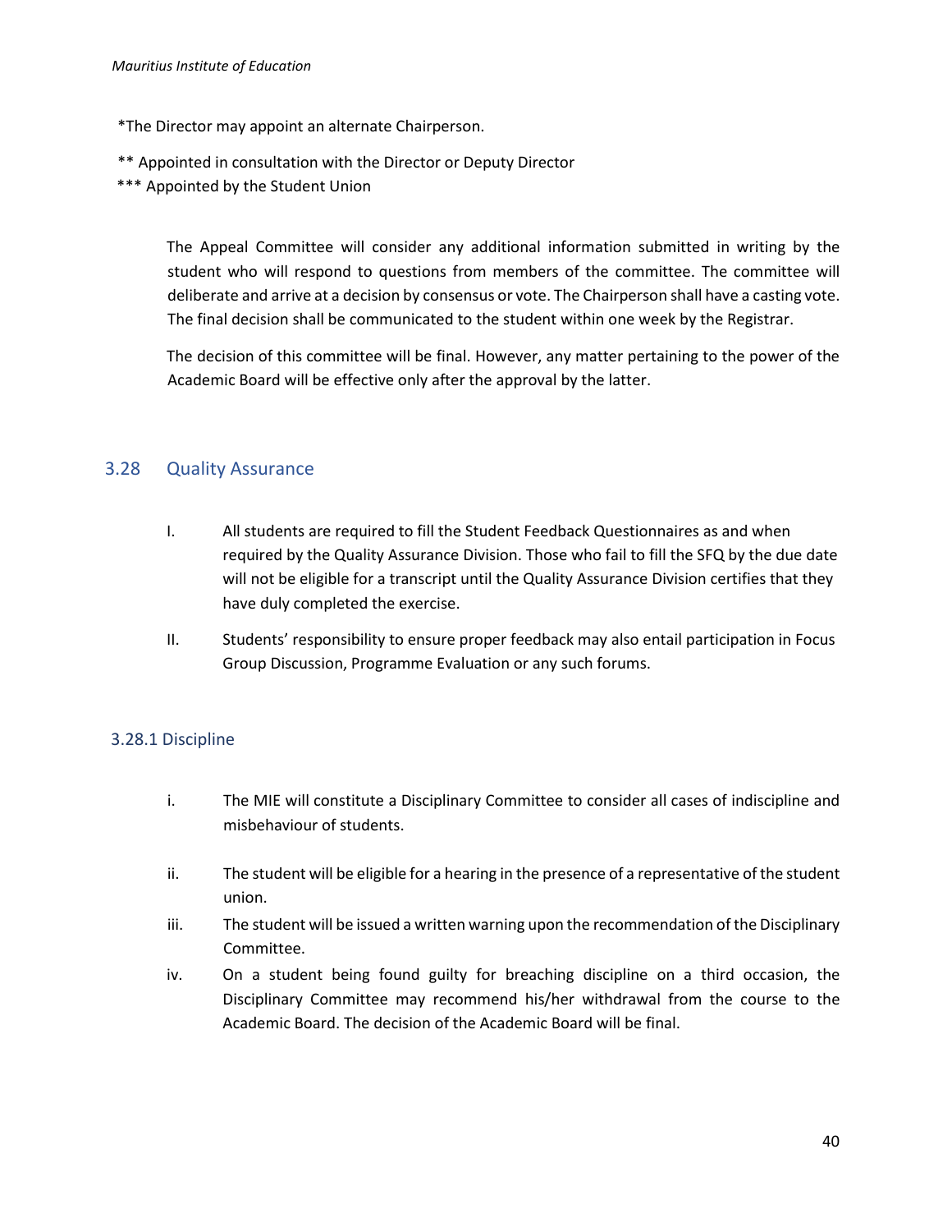*The Director may appoint an alternate Chairperson.

** Appointed in consultation with the Director or Deputy Director

*** Appointed by the Student Union

The Appeal Committee will consider any additional information submitted in writing by the student who will respond to questions from members of the committee. The committee will deliberate and arrive at a decision by consensus or vote. The Chairperson shall have a casting vote. The final decision shall be communicated to the student within one week by the Registrar.

The decision of this committee will be final. However, any matter pertaining to the power of the Academic Board will be effective only after the approval by the latter.

## 3.28 Quality Assurance

I. All students are required to fill the Student Feedback Questionnaires as and when required by the Quality Assurance Division. Those who fail to fill the SFQ by the due date will not be eligible for a transcript until the Quality Assurance Division certifies that they have duly completed the exercise.

II. Students' responsibility to ensure proper feedback may also entail participation in Focus Group Discussion, Programme Evaluation or any such forums.

### 3.28.1 Discipline

i. The MIE will constitute a Disciplinary Committee to consider all cases of indiscipline and misbehaviour of students.

ii. The student will be eligible for a hearing in the presence of a representative of the student union.

iii. The student will be issued a written warning upon the recommendation of the Disciplinary Committee.

iv. On a student being found guilty for breaching discipline on a third occasion, the Disciplinary Committee may recommend his/her withdrawal from the course to the Academic Board. The decision of the Academic Board will be final.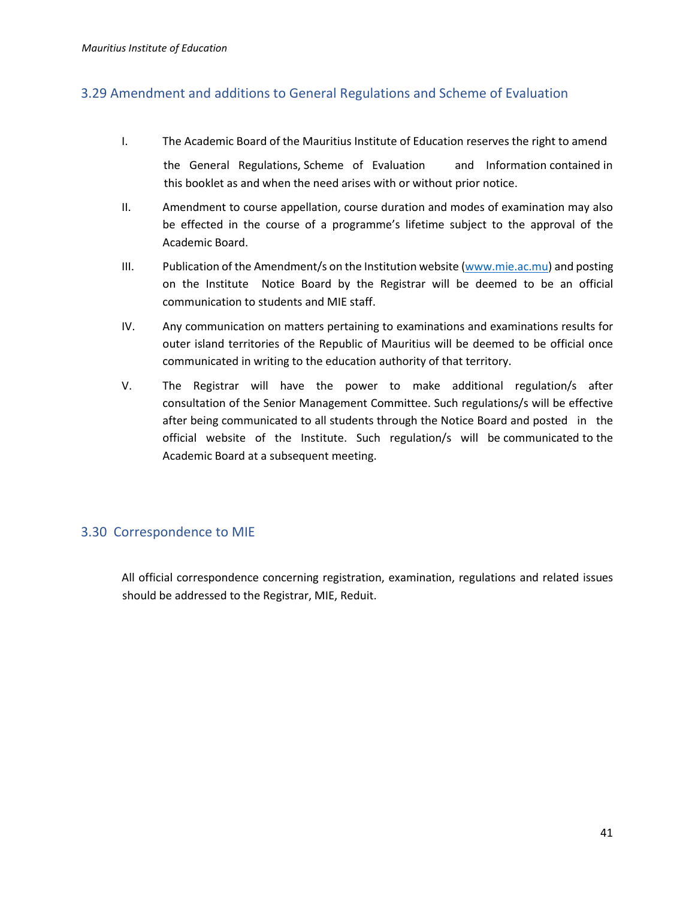## 3.29 Amendment and additions to General Regulations and Scheme of Evaluation

I. The Academic Board of the Mauritius Institute of Education reserves the right to amend the General Regulations, Scheme of Evaluation and Information contained in this booklet as and when the need arises with or without prior notice.

II. Amendment to course appellation, course duration and modes of examination may also be effected in the course of a programme's lifetime subject to the approval of the Academic Board.

III. Publication of the Amendment/s on the Institution website (www.mie.ac.mu) and posting on the Institute Notice Board by the Registrar will be deemed to be an official communication to students and MIE staff.

IV. Any communication on matters pertaining to examinations and examinations results for outer island territories of the Republic of Mauritius will be deemed to be official once communicated in writing to the education authority of that territory.

V. The Registrar will have the power to make additional regulation/s after consultation of the Senior Management Committee. Such regulations/s will be effective after being communicated to all students through the Notice Board and posted in the official website of the Institute. Such regulation/s will be communicated to the Academic Board at a subsequent meeting.

## 3.30 Correspondence to MIE

All official correspondence concerning registration, examination, regulations and related issues should be addressed to the Registrar, MIE, Reduit.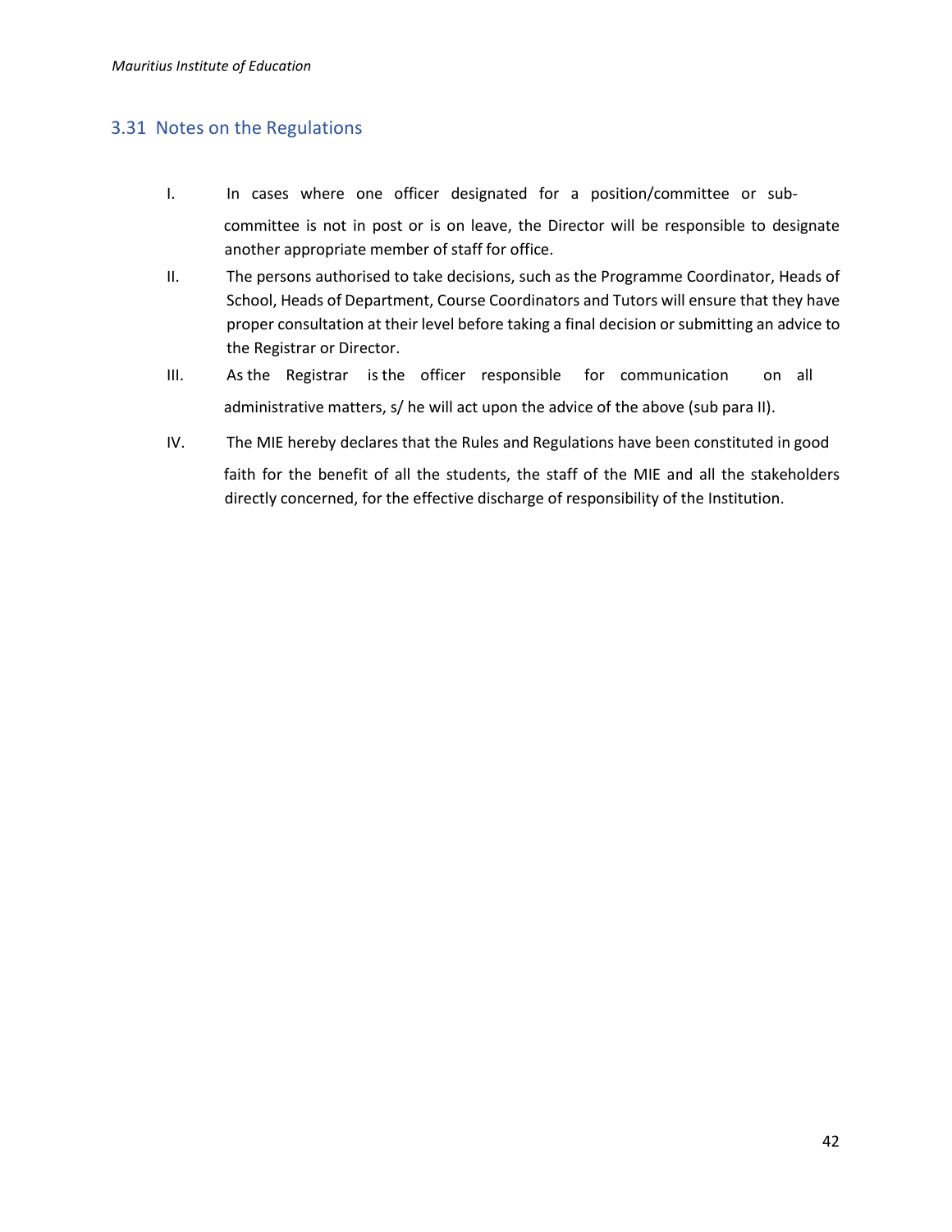## 3.31 Notes on the Regulations

I. In cases where one officer designated for a position/committee or sub-committee is not in post or is on leave, the Director will be responsible to designate another appropriate member of staff for office.

II. The persons authorised to take decisions, such as the Programme Coordinator, Heads of School, Heads of Department, Course Coordinators and Tutors will ensure that they have proper consultation at their level before taking a final decision or submitting an advice to the Registrar or Director.

III. As the Registrar is the officer responsible for communication on all administrative matters, s/ he will act upon the advice of the above (sub para II).

IV. The MIE hereby declares that the Rules and Regulations have been constituted in good faith for the benefit of all the students, the staff of the MIE and all the stakeholders directly concerned, for the effective discharge of responsibility of the Institution.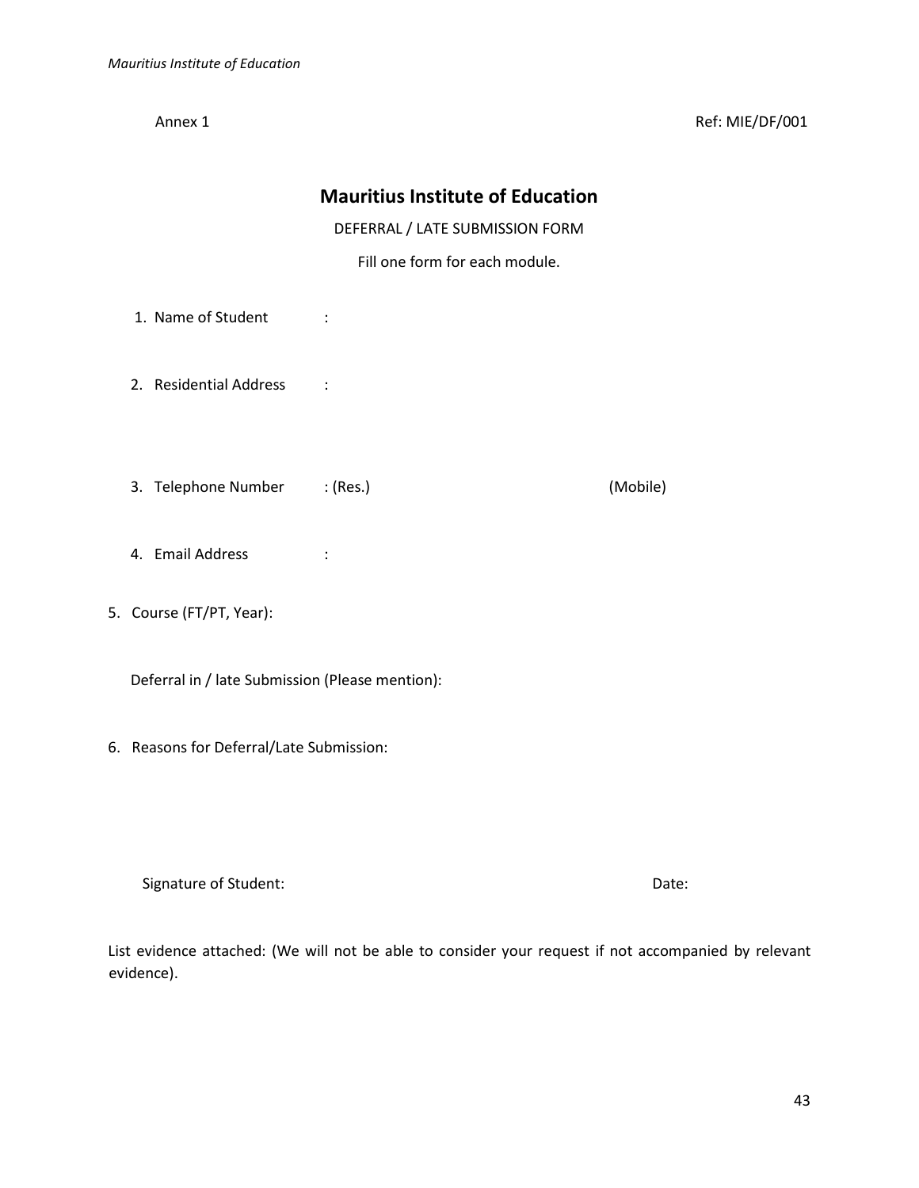Annex 1 Ref: MIE/DF/001

# Mauritius Institute of Education

DEFERRAL / LATE SUBMISSION FORM

Fill one form for each module.

1. Name of Student :

2. Residential Address :

3. Telephone Number : (Res.) (Mobile)

4. Email Address :

5. Course (FT/PT, Year):

   Deferral in / late Submission (Please mention):

6. Reasons for Deferral/Late Submission:

Signature of Student: Date:

List evidence attached: (We will not be able to consider your request if not accompanied by relevant evidence).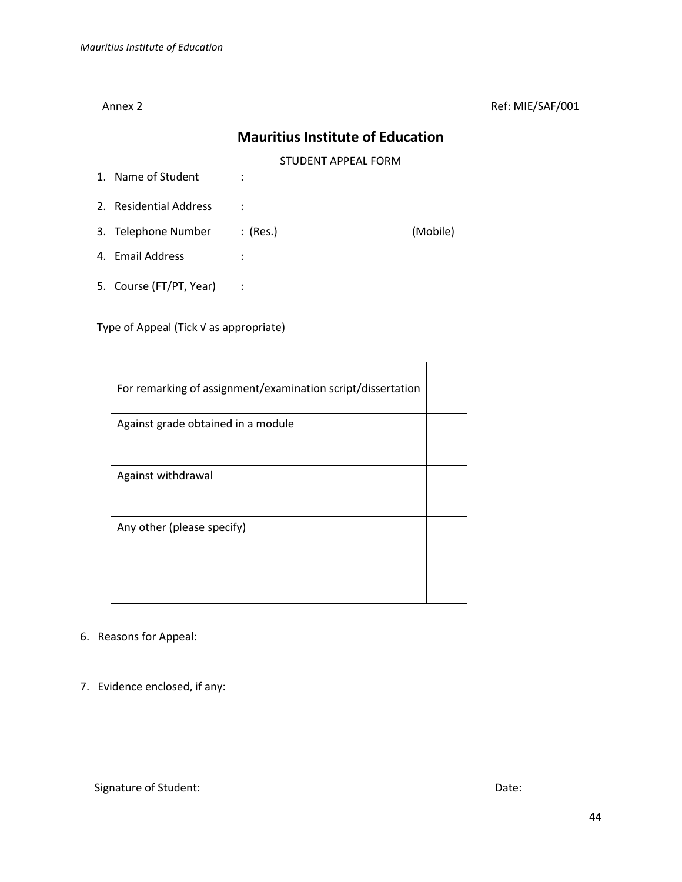Annex 2 Ref: MIE/SAF/001

# Mauritius Institute of Education

STUDENT APPEAL FORM

1. Name of Student :
2. Residential Address :
3. Telephone Number : (Res.) (Mobile)
4. Email Address :
5. Course (FT/PT, Year) :

Type of Appeal (Tick √ as appropriate)

| | |
|---|---|
| For remarking of assignment/examination script/dissertation | |
| Against grade obtained in a module | |
| Against withdrawal | |
| Any other (please specify) | |

6. Reasons for Appeal:

7. Evidence enclosed, if any:

Signature of Student: Date: